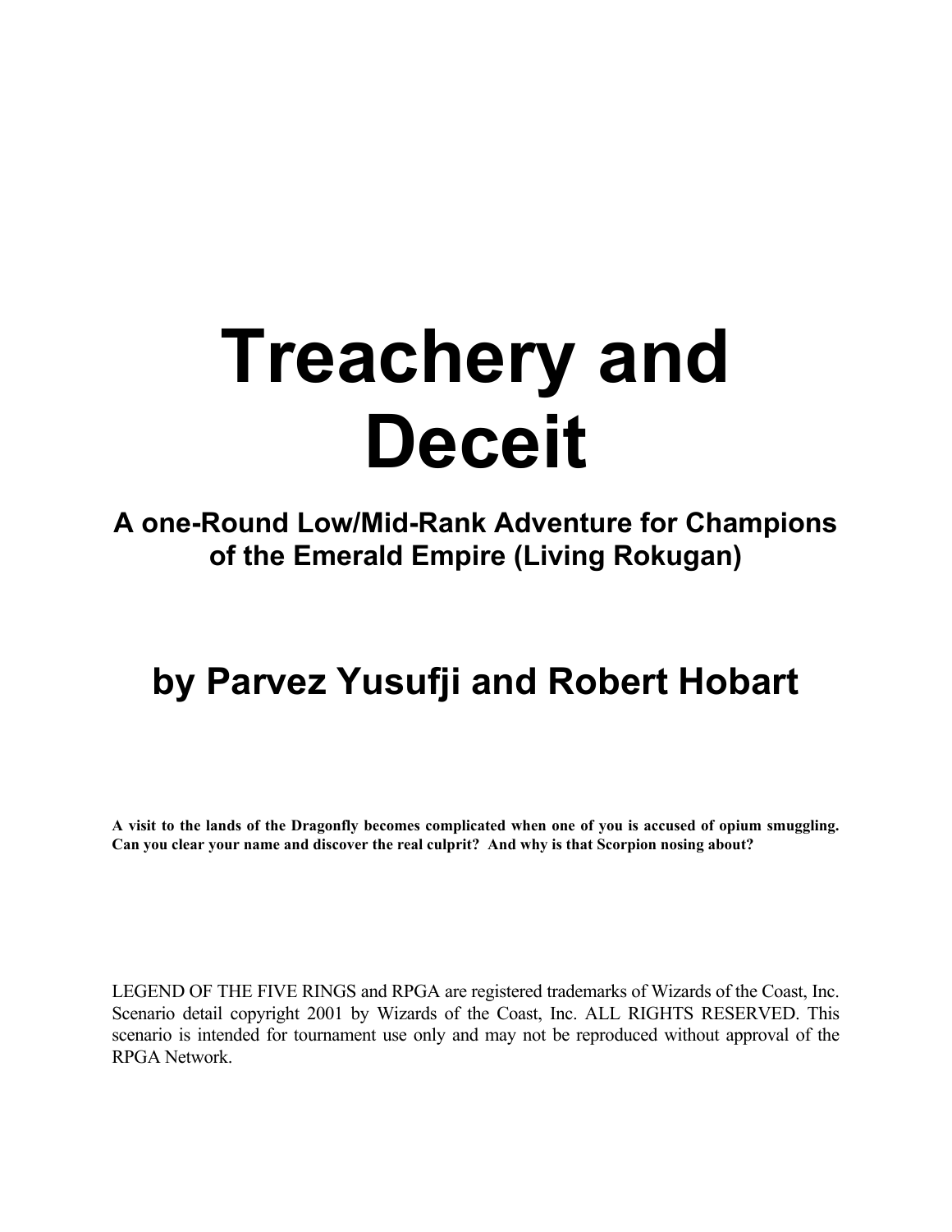# Treachery and Deceit

## A one-Round Low/Mid-Rank Adventure for Champions of the Emerald Empire (Living Rokugan)

## by Parvez Yusufji and Robert Hobart

**A visit to the lands of the Dragonfly becomes complicated when one of you is accused of opium smuggling. Can you clear your name and discover the real culprit? And why is that Scorpion nosing about?**

LEGEND OF THE FIVE RINGS and RPGA are registered trademarks of Wizards of the Coast, Inc. Scenario detail copyright 2001 by Wizards of the Coast, Inc. ALL RIGHTS RESERVED. This scenario is intended for tournament use only and may not be reproduced without approval of the RPGA Network.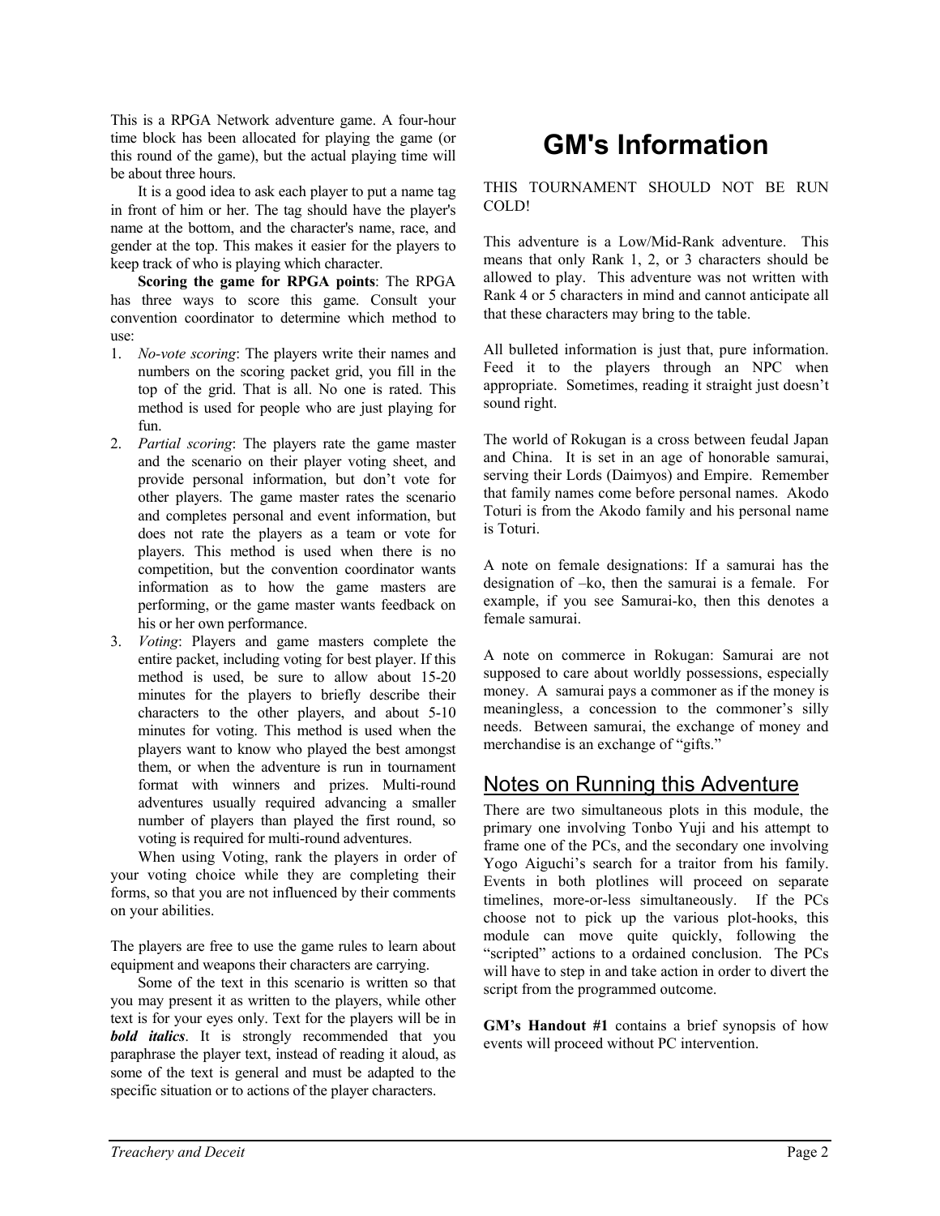This is a RPGA Network adventure game. A four-hour time block has been allocated for playing the game (or this round of the game), but the actual playing time will be about three hours.

It is a good idea to ask each player to put a name tag in front of him or her. The tag should have the player's name at the bottom, and the character's name, race, and gender at the top. This makes it easier for the players to keep track of who is playing which character.

**Scoring the game for RPGA points**: The RPGA has three ways to score this game. Consult your convention coordinator to determine which method to use:

1. *No-vote scoring*: The players write their names and numbers on the scoring packet grid, you fill in the top of the grid. That is all. No one is rated. This method is used for people who are just playing for fun.
2. *Partial scoring*: The players rate the game master and the scenario on their player voting sheet, and provide personal information, but don't vote for other players. The game master rates the scenario and completes personal and event information, but does not rate the players as a team or vote for players. This method is used when there is no competition, but the convention coordinator wants information as to how the game masters are performing, or the game master wants feedback on his or her own performance.
3. *Voting*: Players and game masters complete the entire packet, including voting for best player. If this method is used, be sure to allow about 15-20 minutes for the players to briefly describe their characters to the other players, and about 5-10 minutes for voting. This method is used when the players want to know who played the best amongst them, or when the adventure is run in tournament format with winners and prizes. Multi-round adventures usually required advancing a smaller number of players than played the first round, so voting is required for multi-round adventures.

When using Voting, rank the players in order of your voting choice while they are completing their forms, so that you are not influenced by their comments on your abilities.

The players are free to use the game rules to learn about equipment and weapons their characters are carrying.

Some of the text in this scenario is written so that you may present it as written to the players, while other text is for your eyes only. Text for the players will be in ***bold italics***. It is strongly recommended that you paraphrase the player text, instead of reading it aloud, as some of the text is general and must be adapted to the specific situation or to actions of the player characters.

# GM's Information

THIS TOURNAMENT SHOULD NOT BE RUN COLD!

This adventure is a Low/Mid-Rank adventure. This means that only Rank 1, 2, or 3 characters should be allowed to play. This adventure was not written with Rank 4 or 5 characters in mind and cannot anticipate all that these characters may bring to the table.

All bulleted information is just that, pure information. Feed it to the players through an NPC when appropriate. Sometimes, reading it straight just doesn't sound right.

The world of Rokugan is a cross between feudal Japan and China. It is set in an age of honorable samurai, serving their Lords (Daimyos) and Empire. Remember that family names come before personal names. Akodo Toturi is from the Akodo family and his personal name is Toturi.

A note on female designations: If a samurai has the designation of –ko, then the samurai is a female. For example, if you see Samurai-ko, then this denotes a female samurai.

A note on commerce in Rokugan: Samurai are not supposed to care about worldly possessions, especially money. A samurai pays a commoner as if the money is meaningless, a concession to the commoner's silly needs. Between samurai, the exchange of money and merchandise is an exchange of "gifts."

## Notes on Running this Adventure

There are two simultaneous plots in this module, the primary one involving Tonbo Yuji and his attempt to frame one of the PCs, and the secondary one involving Yogo Aiguchi's search for a traitor from his family. Events in both plotlines will proceed on separate timelines, more-or-less simultaneously. If the PCs choose not to pick up the various plot-hooks, this module can move quite quickly, following the "scripted" actions to a ordained conclusion. The PCs will have to step in and take action in order to divert the script from the programmed outcome.

**GM's Handout #1** contains a brief synopsis of how events will proceed without PC intervention.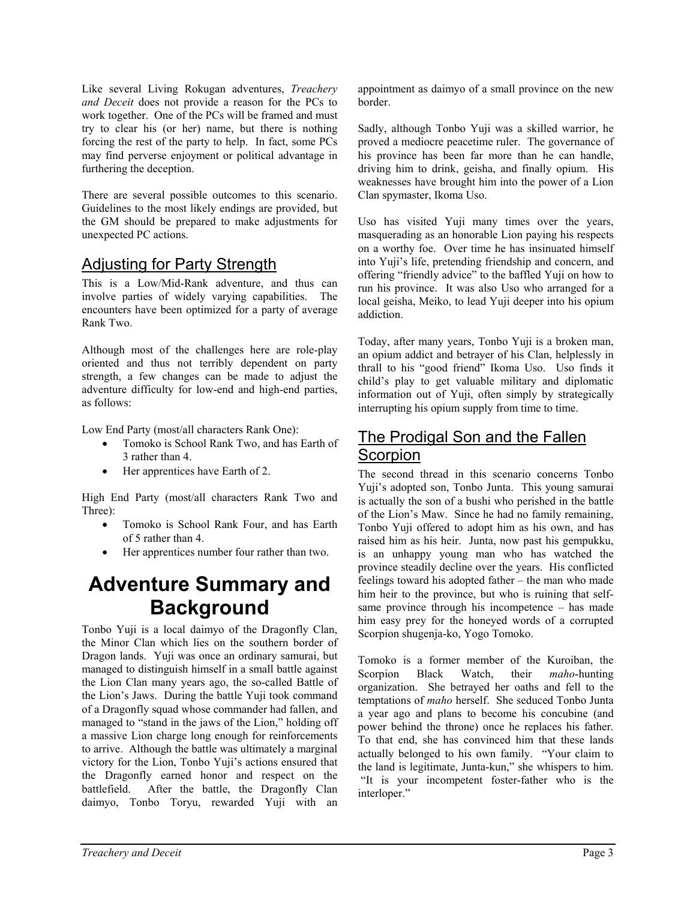Like several Living Rokugan adventures, *Treachery and Deceit* does not provide a reason for the PCs to work together. One of the PCs will be framed and must try to clear his (or her) name, but there is nothing forcing the rest of the party to help. In fact, some PCs may find perverse enjoyment or political advantage in furthering the deception.

There are several possible outcomes to this scenario. Guidelines to the most likely endings are provided, but the GM should be prepared to make adjustments for unexpected PC actions.

## Adjusting for Party Strength

This is a Low/Mid-Rank adventure, and thus can involve parties of widely varying capabilities. The encounters have been optimized for a party of average Rank Two.

Although most of the challenges here are role-play oriented and thus not terribly dependent on party strength, a few changes can be made to adjust the adventure difficulty for low-end and high-end parties, as follows:

Low End Party (most/all characters Rank One):

- Tomoko is School Rank Two, and has Earth of 3 rather than 4.
- Her apprentices have Earth of 2.

High End Party (most/all characters Rank Two and Three):

- Tomoko is School Rank Four, and has Earth of 5 rather than 4.
- Her apprentices number four rather than two.

# Adventure Summary and Background

Tonbo Yuji is a local daimyo of the Dragonfly Clan, the Minor Clan which lies on the southern border of Dragon lands. Yuji was once an ordinary samurai, but managed to distinguish himself in a small battle against the Lion Clan many years ago, the so-called Battle of the Lion's Jaws. During the battle Yuji took command of a Dragonfly squad whose commander had fallen, and managed to "stand in the jaws of the Lion," holding off a massive Lion charge long enough for reinforcements to arrive. Although the battle was ultimately a marginal victory for the Lion, Tonbo Yuji's actions ensured that the Dragonfly earned honor and respect on the battlefield. After the battle, the Dragonfly Clan daimyo, Tonbo Toryu, rewarded Yuji with an appointment as daimyo of a small province on the new border.

Sadly, although Tonbo Yuji was a skilled warrior, he proved a mediocre peacetime ruler. The governance of his province has been far more than he can handle, driving him to drink, geisha, and finally opium. His weaknesses have brought him into the power of a Lion Clan spymaster, Ikoma Uso.

Uso has visited Yuji many times over the years, masquerading as an honorable Lion paying his respects on a worthy foe. Over time he has insinuated himself into Yuji's life, pretending friendship and concern, and offering "friendly advice" to the baffled Yuji on how to run his province. It was also Uso who arranged for a local geisha, Meiko, to lead Yuji deeper into his opium addiction.

Today, after many years, Tonbo Yuji is a broken man, an opium addict and betrayer of his Clan, helplessly in thrall to his "good friend" Ikoma Uso. Uso finds it child's play to get valuable military and diplomatic information out of Yuji, often simply by strategically interrupting his opium supply from time to time.

## The Prodigal Son and the Fallen Scorpion

The second thread in this scenario concerns Tonbo Yuji's adopted son, Tonbo Junta. This young samurai is actually the son of a bushi who perished in the battle of the Lion's Maw. Since he had no family remaining, Tonbo Yuji offered to adopt him as his own, and has raised him as his heir. Junta, now past his gempukku, is an unhappy young man who has watched the province steadily decline over the years. His conflicted feelings toward his adopted father – the man who made him heir to the province, but who is ruining that self-same province through his incompetence – has made him easy prey for the honeyed words of a corrupted Scorpion shugenja-ko, Yogo Tomoko.

Tomoko is a former member of the Kuroiban, the Scorpion Black Watch, their *maho*-hunting organization. She betrayed her oaths and fell to the temptations of *maho* herself. She seduced Tonbo Junta a year ago and plans to become his concubine (and power behind the throne) once he replaces his father. To that end, she has convinced him that these lands actually belonged to his own family. "Your claim to the land is legitimate, Junta-kun," she whispers to him. "It is your incompetent foster-father who is the interloper."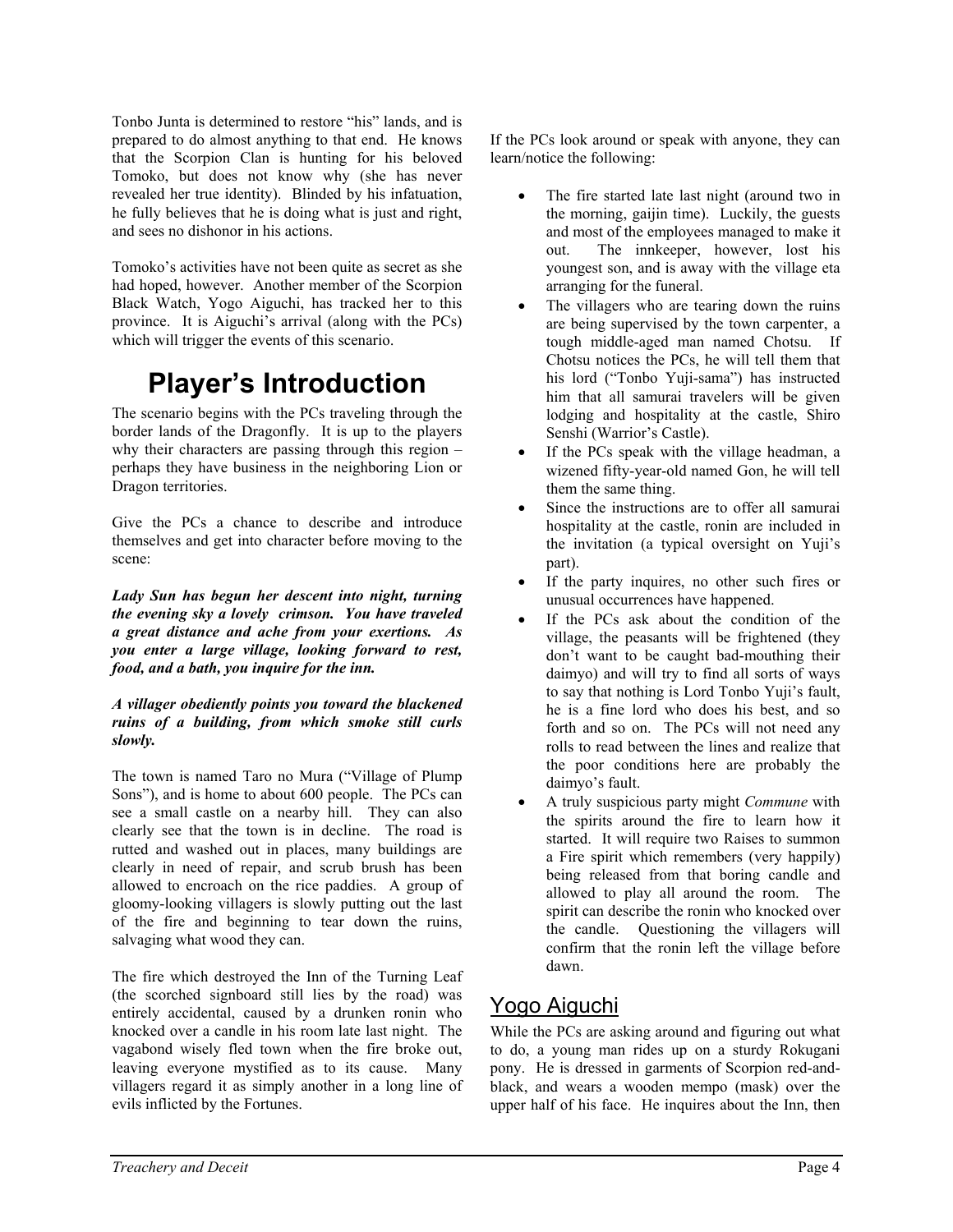Tonbo Junta is determined to restore "his" lands, and is prepared to do almost anything to that end. He knows that the Scorpion Clan is hunting for his beloved Tomoko, but does not know why (she has never revealed her true identity). Blinded by his infatuation, he fully believes that he is doing what is just and right, and sees no dishonor in his actions.

Tomoko's activities have not been quite as secret as she had hoped, however. Another member of the Scorpion Black Watch, Yogo Aiguchi, has tracked her to this province. It is Aiguchi's arrival (along with the PCs) which will trigger the events of this scenario.

# Player's Introduction

The scenario begins with the PCs traveling through the border lands of the Dragonfly. It is up to the players why their characters are passing through this region – perhaps they have business in the neighboring Lion or Dragon territories.

Give the PCs a chance to describe and introduce themselves and get into character before moving to the scene:

***Lady Sun has begun her descent into night, turning the evening sky a lovely crimson. You have traveled a great distance and ache from your exertions. As you enter a large village, looking forward to rest, food, and a bath, you inquire for the inn.***

***A villager obediently points you toward the blackened ruins of a building, from which smoke still curls slowly.***

The town is named Taro no Mura ("Village of Plump Sons"), and is home to about 600 people. The PCs can see a small castle on a nearby hill. They can also clearly see that the town is in decline. The road is rutted and washed out in places, many buildings are clearly in need of repair, and scrub brush has been allowed to encroach on the rice paddies. A group of gloomy-looking villagers is slowly putting out the last of the fire and beginning to tear down the ruins, salvaging what wood they can.

The fire which destroyed the Inn of the Turning Leaf (the scorched signboard still lies by the road) was entirely accidental, caused by a drunken ronin who knocked over a candle in his room late last night. The vagabond wisely fled town when the fire broke out, leaving everyone mystified as to its cause. Many villagers regard it as simply another in a long line of evils inflicted by the Fortunes.

If the PCs look around or speak with anyone, they can learn/notice the following:

- The fire started late last night (around two in the morning, gaijin time). Luckily, the guests and most of the employees managed to make it out. The innkeeper, however, lost his youngest son, and is away with the village eta arranging for the funeral.
- The villagers who are tearing down the ruins are being supervised by the town carpenter, a tough middle-aged man named Chotsu. If Chotsu notices the PCs, he will tell them that his lord ("Tonbo Yuji-sama") has instructed him that all samurai travelers will be given lodging and hospitality at the castle, Shiro Senshi (Warrior's Castle).
- If the PCs speak with the village headman, a wizened fifty-year-old named Gon, he will tell them the same thing.
- Since the instructions are to offer all samurai hospitality at the castle, ronin are included in the invitation (a typical oversight on Yuji's part).
- If the party inquires, no other such fires or unusual occurrences have happened.
- If the PCs ask about the condition of the village, the peasants will be frightened (they don't want to be caught bad-mouthing their daimyo) and will try to find all sorts of ways to say that nothing is Lord Tonbo Yuji's fault, he is a fine lord who does his best, and so forth and so on. The PCs will not need any rolls to read between the lines and realize that the poor conditions here are probably the daimyo's fault.
- A truly suspicious party might *Commune* with the spirits around the fire to learn how it started. It will require two Raises to summon a Fire spirit which remembers (very happily) being released from that boring candle and allowed to play all around the room. The spirit can describe the ronin who knocked over the candle. Questioning the villagers will confirm that the ronin left the village before dawn.

## Yogo Aiguchi

While the PCs are asking around and figuring out what to do, a young man rides up on a sturdy Rokugani pony. He is dressed in garments of Scorpion red-and-black, and wears a wooden mempo (mask) over the upper half of his face. He inquires about the Inn, then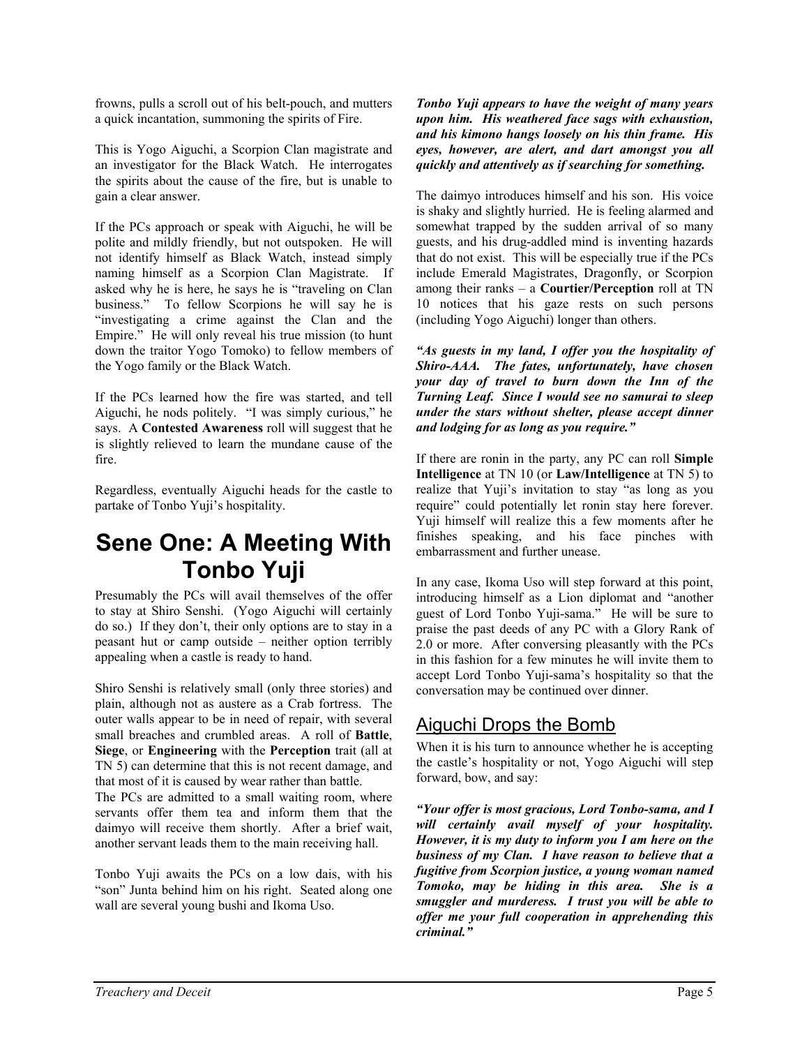frowns, pulls a scroll out of his belt-pouch, and mutters a quick incantation, summoning the spirits of Fire.

This is Yogo Aiguchi, a Scorpion Clan magistrate and an investigator for the Black Watch. He interrogates the spirits about the cause of the fire, but is unable to gain a clear answer.

If the PCs approach or speak with Aiguchi, he will be polite and mildly friendly, but not outspoken. He will not identify himself as Black Watch, instead simply naming himself as a Scorpion Clan Magistrate. If asked why he is here, he says he is "traveling on Clan business." To fellow Scorpions he will say he is "investigating a crime against the Clan and the Empire." He will only reveal his true mission (to hunt down the traitor Yogo Tomoko) to fellow members of the Yogo family or the Black Watch.

If the PCs learned how the fire was started, and tell Aiguchi, he nods politely. "I was simply curious," he says. A **Contested Awareness** roll will suggest that he is slightly relieved to learn the mundane cause of the fire.

Regardless, eventually Aiguchi heads for the castle to partake of Tonbo Yuji's hospitality.

# Sene One: A Meeting With Tonbo Yuji

Presumably the PCs will avail themselves of the offer to stay at Shiro Senshi. (Yogo Aiguchi will certainly do so.) If they don't, their only options are to stay in a peasant hut or camp outside – neither option terribly appealing when a castle is ready to hand.

Shiro Senshi is relatively small (only three stories) and plain, although not as austere as a Crab fortress. The outer walls appear to be in need of repair, with several small breaches and crumbled areas. A roll of **Battle**, **Siege**, or **Engineering** with the **Perception** trait (all at TN 5) can determine that this is not recent damage, and that most of it is caused by wear rather than battle.

The PCs are admitted to a small waiting room, where servants offer them tea and inform them that the daimyo will receive them shortly. After a brief wait, another servant leads them to the main receiving hall.

Tonbo Yuji awaits the PCs on a low dais, with his "son" Junta behind him on his right. Seated along one wall are several young bushi and Ikoma Uso.

***Tonbo Yuji appears to have the weight of many years upon him. His weathered face sags with exhaustion, and his kimono hangs loosely on his thin frame. His eyes, however, are alert, and dart amongst you all quickly and attentively as if searching for something.***

The daimyo introduces himself and his son. His voice is shaky and slightly hurried. He is feeling alarmed and somewhat trapped by the sudden arrival of so many guests, and his drug-addled mind is inventing hazards that do not exist. This will be especially true if the PCs include Emerald Magistrates, Dragonfly, or Scorpion among their ranks – a **Courtier/Perception** roll at TN 10 notices that his gaze rests on such persons (including Yogo Aiguchi) longer than others.

***"As guests in my land, I offer you the hospitality of Shiro-AAA. The fates, unfortunately, have chosen your day of travel to burn down the Inn of the Turning Leaf. Since I would see no samurai to sleep under the stars without shelter, please accept dinner and lodging for as long as you require."***

If there are ronin in the party, any PC can roll **Simple Intelligence** at TN 10 (or **Law/Intelligence** at TN 5) to realize that Yuji's invitation to stay "as long as you require" could potentially let ronin stay here forever. Yuji himself will realize this a few moments after he finishes speaking, and his face pinches with embarrassment and further unease.

In any case, Ikoma Uso will step forward at this point, introducing himself as a Lion diplomat and "another guest of Lord Tonbo Yuji-sama." He will be sure to praise the past deeds of any PC with a Glory Rank of 2.0 or more. After conversing pleasantly with the PCs in this fashion for a few minutes he will invite them to accept Lord Tonbo Yuji-sama's hospitality so that the conversation may be continued over dinner.

## Aiguchi Drops the Bomb

When it is his turn to announce whether he is accepting the castle's hospitality or not, Yogo Aiguchi will step forward, bow, and say:

***"Your offer is most gracious, Lord Tonbo-sama, and I will certainly avail myself of your hospitality. However, it is my duty to inform you I am here on the business of my Clan. I have reason to believe that a fugitive from Scorpion justice, a young woman named Tomoko, may be hiding in this area. She is a smuggler and murderess. I trust you will be able to offer me your full cooperation in apprehending this criminal."***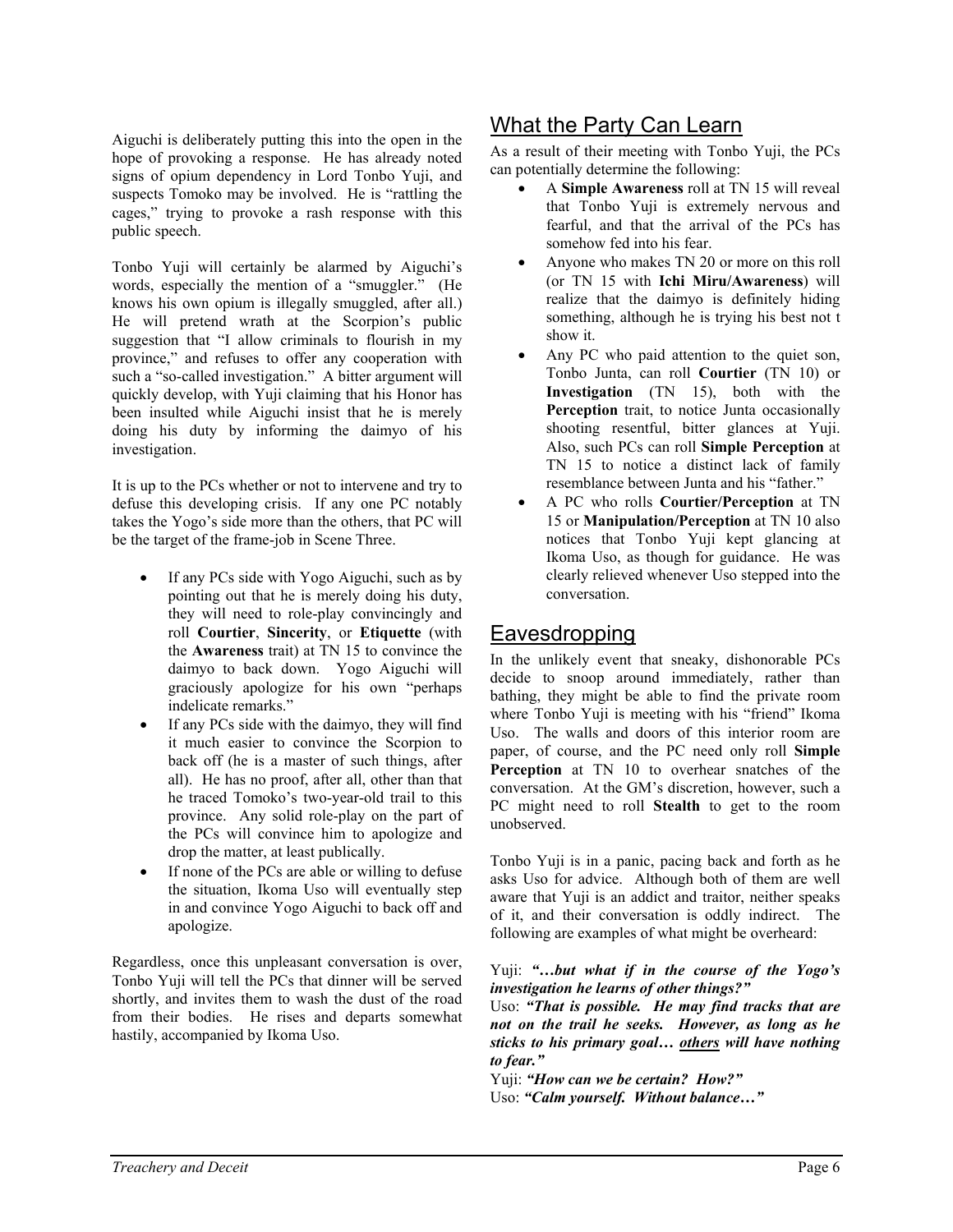Aiguchi is deliberately putting this into the open in the hope of provoking a response. He has already noted signs of opium dependency in Lord Tonbo Yuji, and suspects Tomoko may be involved. He is "rattling the cages," trying to provoke a rash response with this public speech.

Tonbo Yuji will certainly be alarmed by Aiguchi's words, especially the mention of a "smuggler." (He knows his own opium is illegally smuggled, after all.) He will pretend wrath at the Scorpion's public suggestion that "I allow criminals to flourish in my province," and refuses to offer any cooperation with such a "so-called investigation." A bitter argument will quickly develop, with Yuji claiming that his Honor has been insulted while Aiguchi insist that he is merely doing his duty by informing the daimyo of his investigation.

It is up to the PCs whether or not to intervene and try to defuse this developing crisis. If any one PC notably takes the Yogo's side more than the others, that PC will be the target of the frame-job in Scene Three.

- If any PCs side with Yogo Aiguchi, such as by pointing out that he is merely doing his duty, they will need to role-play convincingly and roll **Courtier**, **Sincerity**, or **Etiquette** (with the **Awareness** trait) at TN 15 to convince the daimyo to back down. Yogo Aiguchi will graciously apologize for his own "perhaps indelicate remarks."
- If any PCs side with the daimyo, they will find it much easier to convince the Scorpion to back off (he is a master of such things, after all). He has no proof, after all, other than that he traced Tomoko's two-year-old trail to this province. Any solid role-play on the part of the PCs will convince him to apologize and drop the matter, at least publically.
- If none of the PCs are able or willing to defuse the situation, Ikoma Uso will eventually step in and convince Yogo Aiguchi to back off and apologize.

Regardless, once this unpleasant conversation is over, Tonbo Yuji will tell the PCs that dinner will be served shortly, and invites them to wash the dust of the road from their bodies. He rises and departs somewhat hastily, accompanied by Ikoma Uso.

## What the Party Can Learn

As a result of their meeting with Tonbo Yuji, the PCs can potentially determine the following:

- A **Simple Awareness** roll at TN 15 will reveal that Tonbo Yuji is extremely nervous and fearful, and that the arrival of the PCs has somehow fed into his fear.
- Anyone who makes TN 20 or more on this roll (or TN 15 with **Ichi Miru/Awareness**) will realize that the daimyo is definitely hiding something, although he is trying his best not t show it.
- Any PC who paid attention to the quiet son, Tonbo Junta, can roll **Courtier** (TN 10) or **Investigation** (TN 15), both with the **Perception** trait, to notice Junta occasionally shooting resentful, bitter glances at Yuji. Also, such PCs can roll **Simple Perception** at TN 15 to notice a distinct lack of family resemblance between Junta and his "father."
- A PC who rolls **Courtier/Perception** at TN 15 or **Manipulation/Perception** at TN 10 also notices that Tonbo Yuji kept glancing at Ikoma Uso, as though for guidance. He was clearly relieved whenever Uso stepped into the conversation.

## Eavesdropping

In the unlikely event that sneaky, dishonorable PCs decide to snoop around immediately, rather than bathing, they might be able to find the private room where Tonbo Yuji is meeting with his "friend" Ikoma Uso. The walls and doors of this interior room are paper, of course, and the PC need only roll **Simple Perception** at TN 10 to overhear snatches of the conversation. At the GM's discretion, however, such a PC might need to roll **Stealth** to get to the room unobserved.

Tonbo Yuji is in a panic, pacing back and forth as he asks Uso for advice. Although both of them are well aware that Yuji is an addict and traitor, neither speaks of it, and their conversation is oddly indirect. The following are examples of what might be overheard:

Yuji: ***"…but what if in the course of the Yogo's investigation he learns of other things?"***
Uso: ***"That is possible. He may find tracks that are not on the trail he seeks. However, as long as he sticks to his primary goal… <u>others</u> will have nothing to fear."***
Yuji: ***"How can we be certain? How?"***
Uso: ***"Calm yourself. Without balance…"***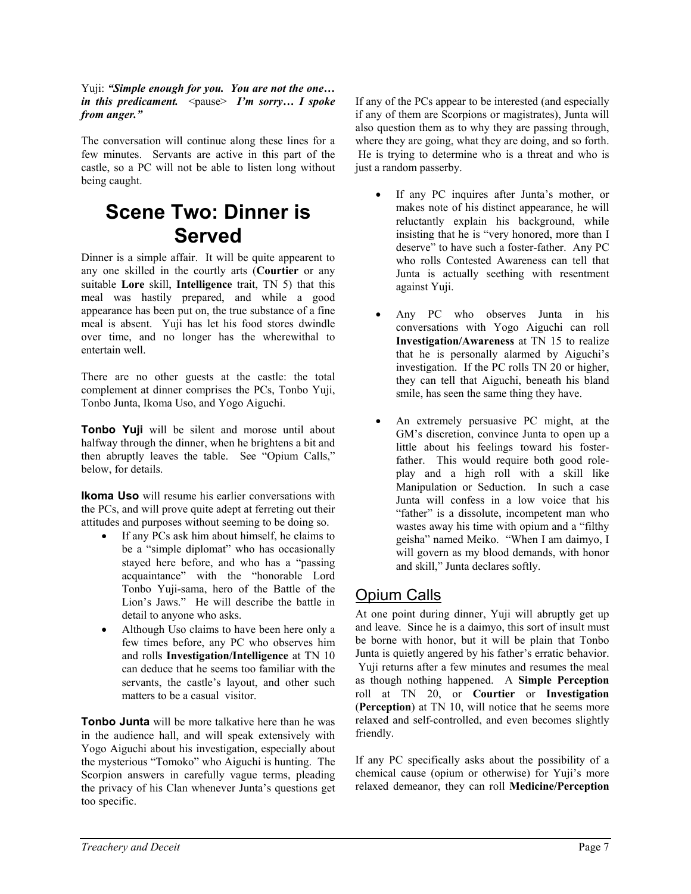Yuji: ***"Simple enough for you. You are not the one… in this predicament.*** <pause> ***I'm sorry… I spoke from anger."***

The conversation will continue along these lines for a few minutes. Servants are active in this part of the castle, so a PC will not be able to listen long without being caught.

# Scene Two: Dinner is Served

Dinner is a simple affair. It will be quite appearent to any one skilled in the courtly arts (**Courtier** or any suitable **Lore** skill, **Intelligence** trait, TN 5) that this meal was hastily prepared, and while a good appearance has been put on, the true substance of a fine meal is absent. Yuji has let his food stores dwindle over time, and no longer has the wherewithal to entertain well.

There are no other guests at the castle: the total complement at dinner comprises the PCs, Tonbo Yuji, Tonbo Junta, Ikoma Uso, and Yogo Aiguchi.

**Tonbo Yuji** will be silent and morose until about halfway through the dinner, when he brightens a bit and then abruptly leaves the table. See "Opium Calls," below, for details.

**Ikoma Uso** will resume his earlier conversations with the PCs, and will prove quite adept at ferreting out their attitudes and purposes without seeming to be doing so.

- If any PCs ask him about himself, he claims to be a "simple diplomat" who has occasionally stayed here before, and who has a "passing acquaintance" with the "honorable Lord Tonbo Yuji-sama, hero of the Battle of the Lion's Jaws." He will describe the battle in detail to anyone who asks.
- Although Uso claims to have been here only a few times before, any PC who observes him and rolls **Investigation/Intelligence** at TN 10 can deduce that he seems too familiar with the servants, the castle's layout, and other such matters to be a casual visitor.

**Tonbo Junta** will be more talkative here than he was in the audience hall, and will speak extensively with Yogo Aiguchi about his investigation, especially about the mysterious "Tomoko" who Aiguchi is hunting. The Scorpion answers in carefully vague terms, pleading the privacy of his Clan whenever Junta's questions get too specific.

If any of the PCs appear to be interested (and especially if any of them are Scorpions or magistrates), Junta will also question them as to why they are passing through, where they are going, what they are doing, and so forth. He is trying to determine who is a threat and who is just a random passerby.

- If any PC inquires after Junta's mother, or makes note of his distinct appearance, he will reluctantly explain his background, while insisting that he is "very honored, more than I deserve" to have such a foster-father. Any PC who rolls Contested Awareness can tell that Junta is actually seething with resentment against Yuji.
- Any PC who observes Junta in his conversations with Yogo Aiguchi can roll **Investigation/Awareness** at TN 15 to realize that he is personally alarmed by Aiguchi's investigation. If the PC rolls TN 20 or higher, they can tell that Aiguchi, beneath his bland smile, has seen the same thing they have.
- An extremely persuasive PC might, at the GM's discretion, convince Junta to open up a little about his feelings toward his foster-father. This would require both good role-play and a high roll with a skill like Manipulation or Seduction. In such a case Junta will confess in a low voice that his "father" is a dissolute, incompetent man who wastes away his time with opium and a "filthy geisha" named Meiko. "When I am daimyo, I will govern as my blood demands, with honor and skill," Junta declares softly.

## Opium Calls

At one point during dinner, Yuji will abruptly get up and leave. Since he is a daimyo, this sort of insult must be borne with honor, but it will be plain that Tonbo Junta is quietly angered by his father's erratic behavior. Yuji returns after a few minutes and resumes the meal as though nothing happened. A **Simple Perception** roll at TN 20, or **Courtier** or **Investigation** (**Perception**) at TN 10, will notice that he seems more relaxed and self-controlled, and even becomes slightly friendly.

If any PC specifically asks about the possibility of a chemical cause (opium or otherwise) for Yuji's more relaxed demeanor, they can roll **Medicine/Perception**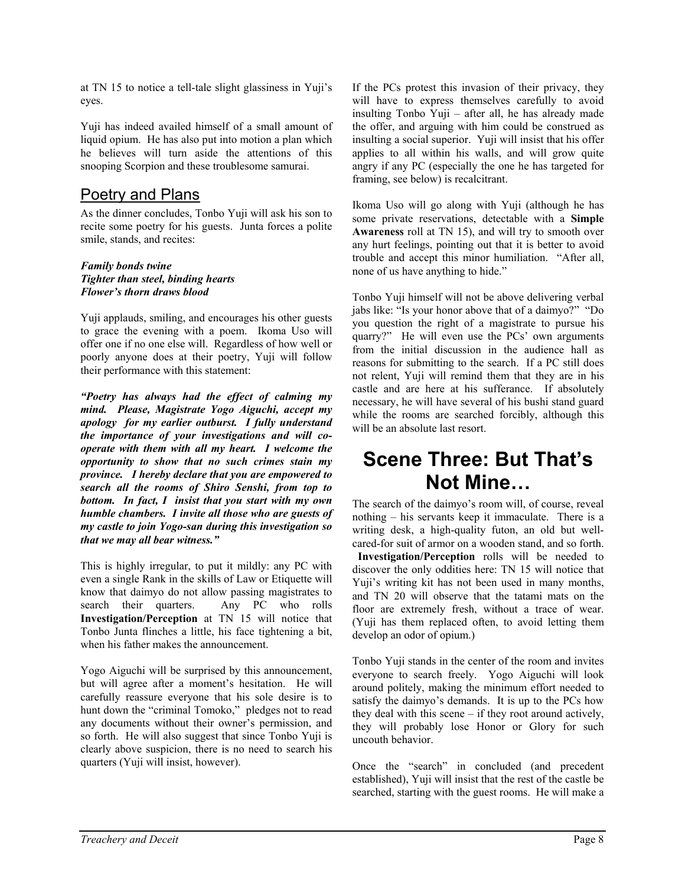at TN 15 to notice a tell-tale slight glassiness in Yuji's eyes.

Yuji has indeed availed himself of a small amount of liquid opium. He has also put into motion a plan which he believes will turn aside the attentions of this snooping Scorpion and these troublesome samurai.

## Poetry and Plans

As the dinner concludes, Tonbo Yuji will ask his son to recite some poetry for his guests. Junta forces a polite smile, stands, and recites:

***Family bonds twine***
***Tighter than steel, binding hearts***
***Flower's thorn draws blood***

Yuji applauds, smiling, and encourages his other guests to grace the evening with a poem. Ikoma Uso will offer one if no one else will. Regardless of how well or poorly anyone does at their poetry, Yuji will follow their performance with this statement:

***"Poetry has always had the effect of calming my mind. Please, Magistrate Yogo Aiguchi, accept my apology for my earlier outburst. I fully understand the importance of your investigations and will co-operate with them with all my heart. I welcome the opportunity to show that no such crimes stain my province. I hereby declare that you are empowered to search all the rooms of Shiro Senshi, from top to bottom. In fact, I insist that you start with my own humble chambers. I invite all those who are guests of my castle to join Yogo-san during this investigation so that we may all bear witness."***

This is highly irregular, to put it mildly: any PC with even a single Rank in the skills of Law or Etiquette will know that daimyo do not allow passing magistrates to search their quarters. Any PC who rolls **Investigation/Perception** at TN 15 will notice that Tonbo Junta flinches a little, his face tightening a bit, when his father makes the announcement.

Yogo Aiguchi will be surprised by this announcement, but will agree after a moment's hesitation. He will carefully reassure everyone that his sole desire is to hunt down the "criminal Tomoko," pledges not to read any documents without their owner's permission, and so forth. He will also suggest that since Tonbo Yuji is clearly above suspicion, there is no need to search his quarters (Yuji will insist, however).

If the PCs protest this invasion of their privacy, they will have to express themselves carefully to avoid insulting Tonbo Yuji – after all, he has already made the offer, and arguing with him could be construed as insulting a social superior. Yuji will insist that his offer applies to all within his walls, and will grow quite angry if any PC (especially the one he has targeted for framing, see below) is recalcitrant.

Ikoma Uso will go along with Yuji (although he has some private reservations, detectable with a **Simple Awareness** roll at TN 15), and will try to smooth over any hurt feelings, pointing out that it is better to avoid trouble and accept this minor humiliation. "After all, none of us have anything to hide."

Tonbo Yuji himself will not be above delivering verbal jabs like: "Is your honor above that of a daimyo?" "Do you question the right of a magistrate to pursue his quarry?" He will even use the PCs' own arguments from the initial discussion in the audience hall as reasons for submitting to the search. If a PC still does not relent, Yuji will remind them that they are in his castle and are here at his sufferance. If absolutely necessary, he will have several of his bushi stand guard while the rooms are searched forcibly, although this will be an absolute last resort.

# Scene Three: But That's Not Mine…

The search of the daimyo's room will, of course, reveal nothing – his servants keep it immaculate. There is a writing desk, a high-quality futon, an old but well-cared-for suit of armor on a wooden stand, and so forth. **Investigation/Perception** rolls will be needed to discover the only oddities here: TN 15 will notice that Yuji's writing kit has not been used in many months, and TN 20 will observe that the tatami mats on the floor are extremely fresh, without a trace of wear. (Yuji has them replaced often, to avoid letting them develop an odor of opium.)

Tonbo Yuji stands in the center of the room and invites everyone to search freely. Yogo Aiguchi will look around politely, making the minimum effort needed to satisfy the daimyo's demands. It is up to the PCs how they deal with this scene – if they root around actively, they will probably lose Honor or Glory for such uncouth behavior.

Once the "search" in concluded (and precedent established), Yuji will insist that the rest of the castle be searched, starting with the guest rooms. He will make a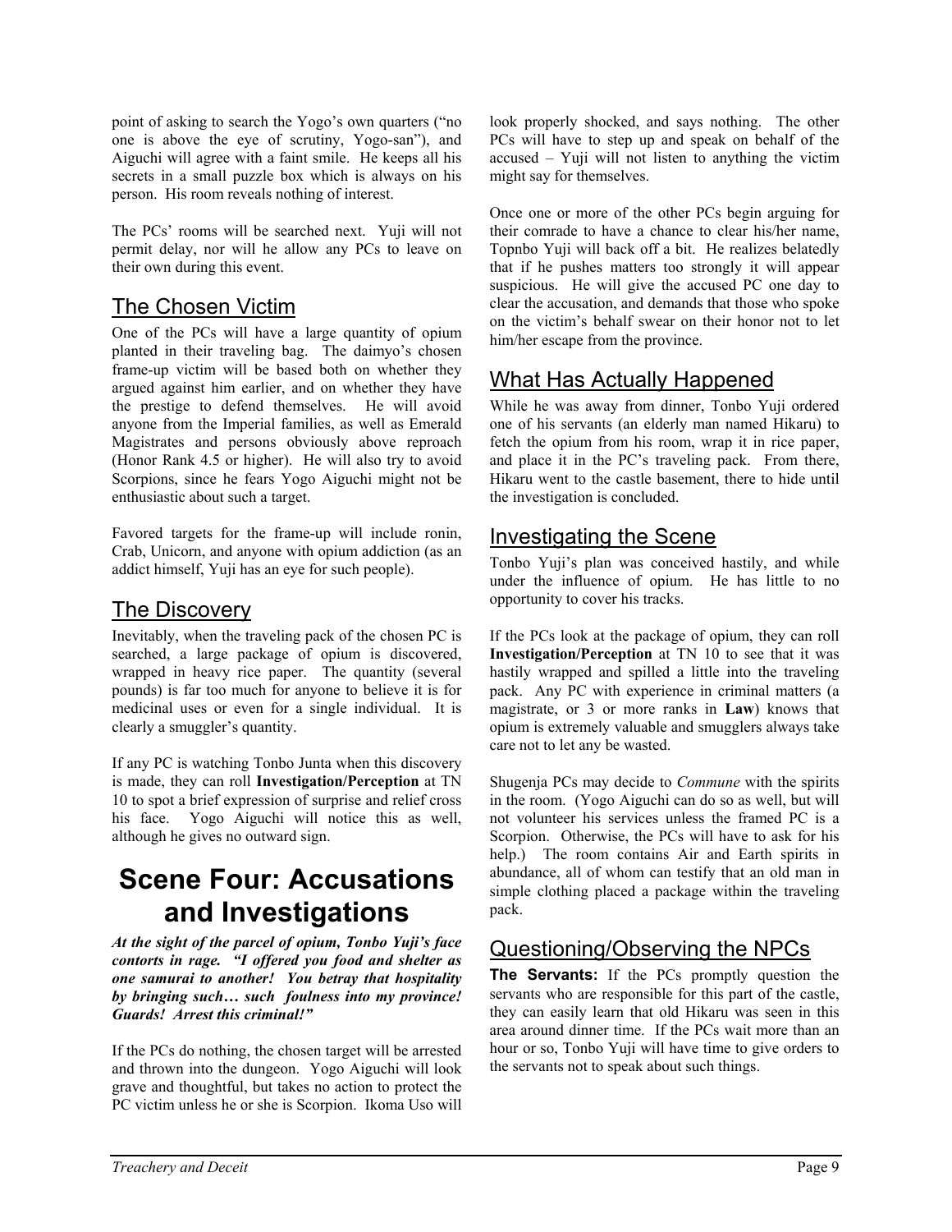point of asking to search the Yogo's own quarters ("no one is above the eye of scrutiny, Yogo-san"), and Aiguchi will agree with a faint smile. He keeps all his secrets in a small puzzle box which is always on his person. His room reveals nothing of interest.

The PCs' rooms will be searched next. Yuji will not permit delay, nor will he allow any PCs to leave on their own during this event.

## The Chosen Victim

One of the PCs will have a large quantity of opium planted in their traveling bag. The daimyo's chosen frame-up victim will be based both on whether they argued against him earlier, and on whether they have the prestige to defend themselves. He will avoid anyone from the Imperial families, as well as Emerald Magistrates and persons obviously above reproach (Honor Rank 4.5 or higher). He will also try to avoid Scorpions, since he fears Yogo Aiguchi might not be enthusiastic about such a target.

Favored targets for the frame-up will include ronin, Crab, Unicorn, and anyone with opium addiction (as an addict himself, Yuji has an eye for such people).

## The Discovery

Inevitably, when the traveling pack of the chosen PC is searched, a large package of opium is discovered, wrapped in heavy rice paper. The quantity (several pounds) is far too much for anyone to believe it is for medicinal uses or even for a single individual. It is clearly a smuggler's quantity.

If any PC is watching Tonbo Junta when this discovery is made, they can roll **Investigation/Perception** at TN 10 to spot a brief expression of surprise and relief cross his face. Yogo Aiguchi will notice this as well, although he gives no outward sign.

# Scene Four: Accusations and Investigations

***At the sight of the parcel of opium, Tonbo Yuji's face contorts in rage. "I offered you food and shelter as one samurai to another! You betray that hospitality by bringing such… such foulness into my province! Guards! Arrest this criminal!"***

If the PCs do nothing, the chosen target will be arrested and thrown into the dungeon. Yogo Aiguchi will look grave and thoughtful, but takes no action to protect the PC victim unless he or she is Scorpion. Ikoma Uso will look properly shocked, and says nothing. The other PCs will have to step up and speak on behalf of the accused – Yuji will not listen to anything the victim might say for themselves.

Once one or more of the other PCs begin arguing for their comrade to have a chance to clear his/her name, Topnbo Yuji will back off a bit. He realizes belatedly that if he pushes matters too strongly it will appear suspicious. He will give the accused PC one day to clear the accusation, and demands that those who spoke on the victim's behalf swear on their honor not to let him/her escape from the province.

## What Has Actually Happened

While he was away from dinner, Tonbo Yuji ordered one of his servants (an elderly man named Hikaru) to fetch the opium from his room, wrap it in rice paper, and place it in the PC's traveling pack. From there, Hikaru went to the castle basement, there to hide until the investigation is concluded.

## Investigating the Scene

Tonbo Yuji's plan was conceived hastily, and while under the influence of opium. He has little to no opportunity to cover his tracks.

If the PCs look at the package of opium, they can roll **Investigation/Perception** at TN 10 to see that it was hastily wrapped and spilled a little into the traveling pack. Any PC with experience in criminal matters (a magistrate, or 3 or more ranks in **Law**) knows that opium is extremely valuable and smugglers always take care not to let any be wasted.

Shugenja PCs may decide to *Commune* with the spirits in the room. (Yogo Aiguchi can do so as well, but will not volunteer his services unless the framed PC is a Scorpion. Otherwise, the PCs will have to ask for his help.) The room contains Air and Earth spirits in abundance, all of whom can testify that an old man in simple clothing placed a package within the traveling pack.

## Questioning/Observing the NPCs

**The Servants:** If the PCs promptly question the servants who are responsible for this part of the castle, they can easily learn that old Hikaru was seen in this area around dinner time. If the PCs wait more than an hour or so, Tonbo Yuji will have time to give orders to the servants not to speak about such things.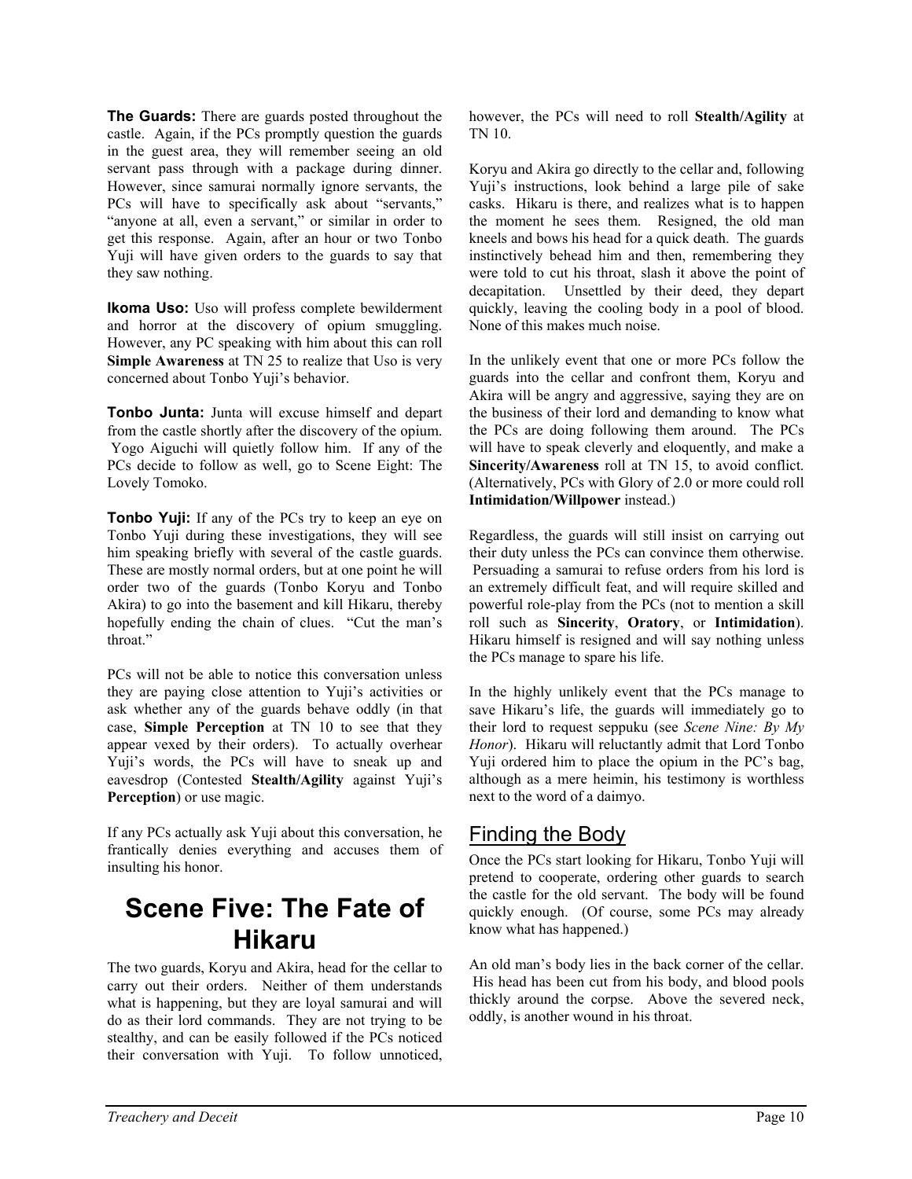**The Guards:** There are guards posted throughout the castle. Again, if the PCs promptly question the guards in the guest area, they will remember seeing an old servant pass through with a package during dinner. However, since samurai normally ignore servants, the PCs will have to specifically ask about "servants," "anyone at all, even a servant," or similar in order to get this response. Again, after an hour or two Tonbo Yuji will have given orders to the guards to say that they saw nothing.

**Ikoma Uso:** Uso will profess complete bewilderment and horror at the discovery of opium smuggling. However, any PC speaking with him about this can roll **Simple Awareness** at TN 25 to realize that Uso is very concerned about Tonbo Yuji's behavior.

**Tonbo Junta:** Junta will excuse himself and depart from the castle shortly after the discovery of the opium. Yogo Aiguchi will quietly follow him. If any of the PCs decide to follow as well, go to Scene Eight: The Lovely Tomoko.

**Tonbo Yuji:** If any of the PCs try to keep an eye on Tonbo Yuji during these investigations, they will see him speaking briefly with several of the castle guards. These are mostly normal orders, but at one point he will order two of the guards (Tonbo Koryu and Tonbo Akira) to go into the basement and kill Hikaru, thereby hopefully ending the chain of clues. "Cut the man's throat."

PCs will not be able to notice this conversation unless they are paying close attention to Yuji's activities or ask whether any of the guards behave oddly (in that case, **Simple Perception** at TN 10 to see that they appear vexed by their orders). To actually overhear Yuji's words, the PCs will have to sneak up and eavesdrop (Contested **Stealth/Agility** against Yuji's **Perception**) or use magic.

If any PCs actually ask Yuji about this conversation, he frantically denies everything and accuses them of insulting his honor.

# Scene Five: The Fate of Hikaru

The two guards, Koryu and Akira, head for the cellar to carry out their orders. Neither of them understands what is happening, but they are loyal samurai and will do as their lord commands. They are not trying to be stealthy, and can be easily followed if the PCs noticed their conversation with Yuji. To follow unnoticed, however, the PCs will need to roll **Stealth/Agility** at TN 10.

Koryu and Akira go directly to the cellar and, following Yuji's instructions, look behind a large pile of sake casks. Hikaru is there, and realizes what is to happen the moment he sees them. Resigned, the old man kneels and bows his head for a quick death. The guards instinctively behead him and then, remembering they were told to cut his throat, slash it above the point of decapitation. Unsettled by their deed, they depart quickly, leaving the cooling body in a pool of blood. None of this makes much noise.

In the unlikely event that one or more PCs follow the guards into the cellar and confront them, Koryu and Akira will be angry and aggressive, saying they are on the business of their lord and demanding to know what the PCs are doing following them around. The PCs will have to speak cleverly and eloquently, and make a **Sincerity/Awareness** roll at TN 15, to avoid conflict. (Alternatively, PCs with Glory of 2.0 or more could roll **Intimidation/Willpower** instead.)

Regardless, the guards will still insist on carrying out their duty unless the PCs can convince them otherwise. Persuading a samurai to refuse orders from his lord is an extremely difficult feat, and will require skilled and powerful role-play from the PCs (not to mention a skill roll such as **Sincerity**, **Oratory**, or **Intimidation**). Hikaru himself is resigned and will say nothing unless the PCs manage to spare his life.

In the highly unlikely event that the PCs manage to save Hikaru's life, the guards will immediately go to their lord to request seppuku (see *Scene Nine: By My Honor*). Hikaru will reluctantly admit that Lord Tonbo Yuji ordered him to place the opium in the PC's bag, although as a mere heimin, his testimony is worthless next to the word of a daimyo.

## Finding the Body

Once the PCs start looking for Hikaru, Tonbo Yuji will pretend to cooperate, ordering other guards to search the castle for the old servant. The body will be found quickly enough. (Of course, some PCs may already know what has happened.)

An old man's body lies in the back corner of the cellar. His head has been cut from his body, and blood pools thickly around the corpse. Above the severed neck, oddly, is another wound in his throat.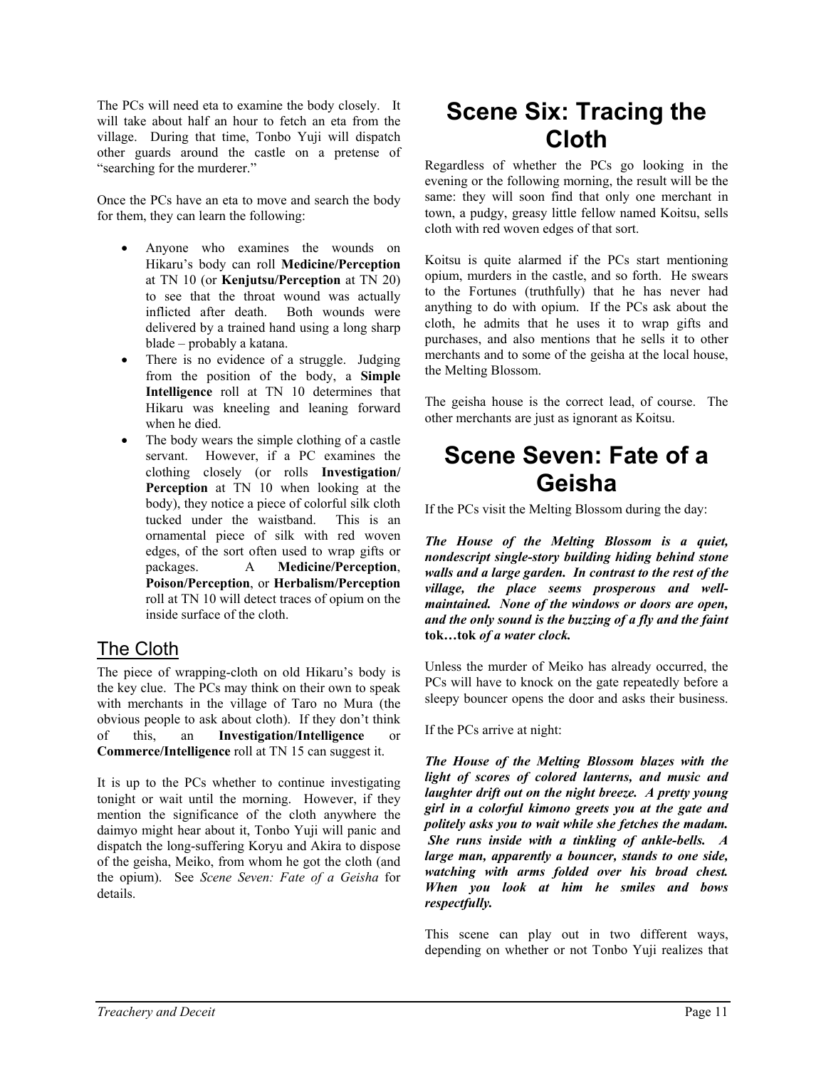The PCs will need eta to examine the body closely. It will take about half an hour to fetch an eta from the village. During that time, Tonbo Yuji will dispatch other guards around the castle on a pretense of "searching for the murderer."

Once the PCs have an eta to move and search the body for them, they can learn the following:

- Anyone who examines the wounds on Hikaru's body can roll **Medicine/Perception** at TN 10 (or **Kenjutsu/Perception** at TN 20) to see that the throat wound was actually inflicted after death. Both wounds were delivered by a trained hand using a long sharp blade – probably a katana.
- There is no evidence of a struggle. Judging from the position of the body, a **Simple Intelligence** roll at TN 10 determines that Hikaru was kneeling and leaning forward when he died.
- The body wears the simple clothing of a castle servant. However, if a PC examines the clothing closely (or rolls **Investigation/ Perception** at TN 10 when looking at the body), they notice a piece of colorful silk cloth tucked under the waistband. This is an ornamental piece of silk with red woven edges, of the sort often used to wrap gifts or packages. A **Medicine/Perception**, **Poison/Perception**, or **Herbalism/Perception** roll at TN 10 will detect traces of opium on the inside surface of the cloth.

## The Cloth

The piece of wrapping-cloth on old Hikaru's body is the key clue. The PCs may think on their own to speak with merchants in the village of Taro no Mura (the obvious people to ask about cloth). If they don't think of this, an **Investigation/Intelligence** or **Commerce/Intelligence** roll at TN 15 can suggest it.

It is up to the PCs whether to continue investigating tonight or wait until the morning. However, if they mention the significance of the cloth anywhere the daimyo might hear about it, Tonbo Yuji will panic and dispatch the long-suffering Koryu and Akira to dispose of the geisha, Meiko, from whom he got the cloth (and the opium). See *Scene Seven: Fate of a Geisha* for details.

# Scene Six: Tracing the Cloth

Regardless of whether the PCs go looking in the evening or the following morning, the result will be the same: they will soon find that only one merchant in town, a pudgy, greasy little fellow named Koitsu, sells cloth with red woven edges of that sort.

Koitsu is quite alarmed if the PCs start mentioning opium, murders in the castle, and so forth. He swears to the Fortunes (truthfully) that he has never had anything to do with opium. If the PCs ask about the cloth, he admits that he uses it to wrap gifts and purchases, and also mentions that he sells it to other merchants and to some of the geisha at the local house, the Melting Blossom.

The geisha house is the correct lead, of course. The other merchants are just as ignorant as Koitsu.

# Scene Seven: Fate of a Geisha

If the PCs visit the Melting Blossom during the day:

***The House of the Melting Blossom is a quiet, nondescript single-story building hiding behind stone walls and a large garden. In contrast to the rest of the village, the place seems prosperous and well-maintained. None of the windows or doors are open, and the only sound is the buzzing of a fly and the faint*** **tok…tok** ***of a water clock.***

Unless the murder of Meiko has already occurred, the PCs will have to knock on the gate repeatedly before a sleepy bouncer opens the door and asks their business.

If the PCs arrive at night:

***The House of the Melting Blossom blazes with the light of scores of colored lanterns, and music and laughter drift out on the night breeze. A pretty young girl in a colorful kimono greets you at the gate and politely asks you to wait while she fetches the madam. She runs inside with a tinkling of ankle-bells. A large man, apparently a bouncer, stands to one side, watching with arms folded over his broad chest. When you look at him he smiles and bows respectfully.***

This scene can play out in two different ways, depending on whether or not Tonbo Yuji realizes that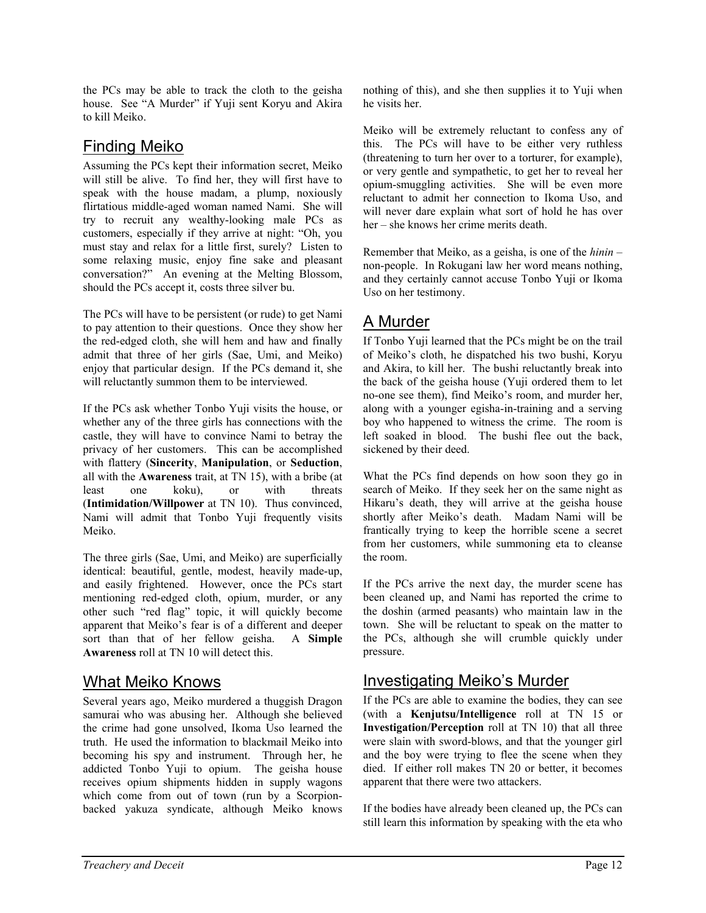the PCs may be able to track the cloth to the geisha house. See "A Murder" if Yuji sent Koryu and Akira to kill Meiko.

## Finding Meiko

Assuming the PCs kept their information secret, Meiko will still be alive. To find her, they will first have to speak with the house madam, a plump, noxiously flirtatious middle-aged woman named Nami. She will try to recruit any wealthy-looking male PCs as customers, especially if they arrive at night: "Oh, you must stay and relax for a little first, surely? Listen to some relaxing music, enjoy fine sake and pleasant conversation?" An evening at the Melting Blossom, should the PCs accept it, costs three silver bu.

The PCs will have to be persistent (or rude) to get Nami to pay attention to their questions. Once they show her the red-edged cloth, she will hem and haw and finally admit that three of her girls (Sae, Umi, and Meiko) enjoy that particular design. If the PCs demand it, she will reluctantly summon them to be interviewed.

If the PCs ask whether Tonbo Yuji visits the house, or whether any of the three girls has connections with the castle, they will have to convince Nami to betray the privacy of her customers. This can be accomplished with flattery (**Sincerity**, **Manipulation**, or **Seduction**, all with the **Awareness** trait, at TN 15), with a bribe (at least one koku), or with threats (**Intimidation/Willpower** at TN 10). Thus convinced, Nami will admit that Tonbo Yuji frequently visits Meiko.

The three girls (Sae, Umi, and Meiko) are superficially identical: beautiful, gentle, modest, heavily made-up, and easily frightened. However, once the PCs start mentioning red-edged cloth, opium, murder, or any other such "red flag" topic, it will quickly become apparent that Meiko's fear is of a different and deeper sort than that of her fellow geisha. A **Simple Awareness** roll at TN 10 will detect this.

## What Meiko Knows

Several years ago, Meiko murdered a thuggish Dragon samurai who was abusing her. Although she believed the crime had gone unsolved, Ikoma Uso learned the truth. He used the information to blackmail Meiko into becoming his spy and instrument. Through her, he addicted Tonbo Yuji to opium. The geisha house receives opium shipments hidden in supply wagons which come from out of town (run by a Scorpion-backed yakuza syndicate, although Meiko knows nothing of this), and she then supplies it to Yuji when he visits her.

Meiko will be extremely reluctant to confess any of this. The PCs will have to be either very ruthless (threatening to turn her over to a torturer, for example), or very gentle and sympathetic, to get her to reveal her opium-smuggling activities. She will be even more reluctant to admit her connection to Ikoma Uso, and will never dare explain what sort of hold he has over her – she knows her crime merits death.

Remember that Meiko, as a geisha, is one of the *hinin* – non-people. In Rokugani law her word means nothing, and they certainly cannot accuse Tonbo Yuji or Ikoma Uso on her testimony.

## A Murder

If Tonbo Yuji learned that the PCs might be on the trail of Meiko's cloth, he dispatched his two bushi, Koryu and Akira, to kill her. The bushi reluctantly break into the back of the geisha house (Yuji ordered them to let no-one see them), find Meiko's room, and murder her, along with a younger egisha-in-training and a serving boy who happened to witness the crime. The room is left soaked in blood. The bushi flee out the back, sickened by their deed.

What the PCs find depends on how soon they go in search of Meiko. If they seek her on the same night as Hikaru's death, they will arrive at the geisha house shortly after Meiko's death. Madam Nami will be frantically trying to keep the horrible scene a secret from her customers, while summoning eta to cleanse the room.

If the PCs arrive the next day, the murder scene has been cleaned up, and Nami has reported the crime to the doshin (armed peasants) who maintain law in the town. She will be reluctant to speak on the matter to the PCs, although she will crumble quickly under pressure.

## Investigating Meiko's Murder

If the PCs are able to examine the bodies, they can see (with a **Kenjutsu/Intelligence** roll at TN 15 or **Investigation/Perception** roll at TN 10) that all three were slain with sword-blows, and that the younger girl and the boy were trying to flee the scene when they died. If either roll makes TN 20 or better, it becomes apparent that there were two attackers.

If the bodies have already been cleaned up, the PCs can still learn this information by speaking with the eta who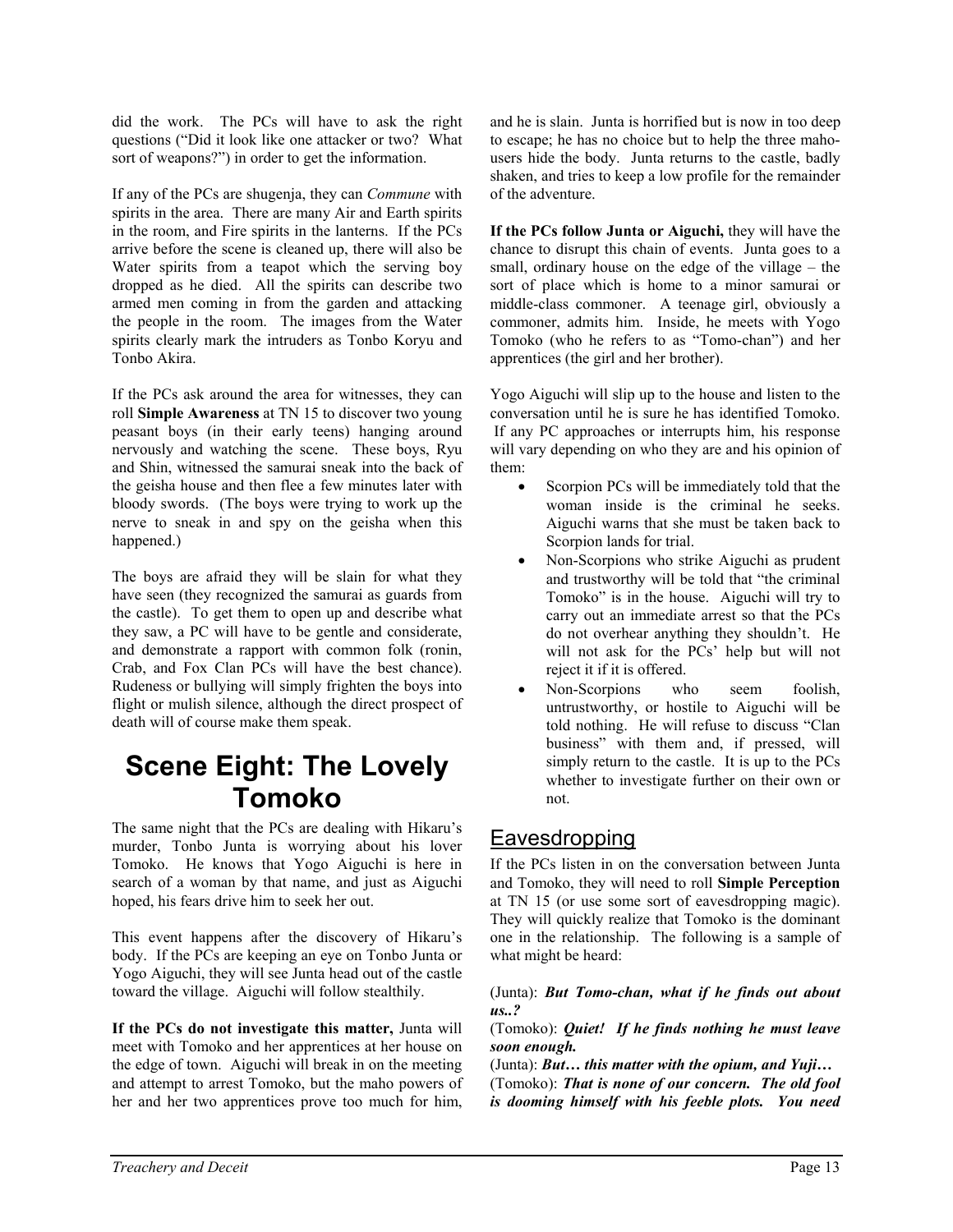did the work. The PCs will have to ask the right questions ("Did it look like one attacker or two? What sort of weapons?") in order to get the information.

If any of the PCs are shugenja, they can *Commune* with spirits in the area. There are many Air and Earth spirits in the room, and Fire spirits in the lanterns. If the PCs arrive before the scene is cleaned up, there will also be Water spirits from a teapot which the serving boy dropped as he died. All the spirits can describe two armed men coming in from the garden and attacking the people in the room. The images from the Water spirits clearly mark the intruders as Tonbo Koryu and Tonbo Akira.

If the PCs ask around the area for witnesses, they can roll **Simple Awareness** at TN 15 to discover two young peasant boys (in their early teens) hanging around nervously and watching the scene. These boys, Ryu and Shin, witnessed the samurai sneak into the back of the geisha house and then flee a few minutes later with bloody swords. (The boys were trying to work up the nerve to sneak in and spy on the geisha when this happened.)

The boys are afraid they will be slain for what they have seen (they recognized the samurai as guards from the castle). To get them to open up and describe what they saw, a PC will have to be gentle and considerate, and demonstrate a rapport with common folk (ronin, Crab, and Fox Clan PCs will have the best chance). Rudeness or bullying will simply frighten the boys into flight or mulish silence, although the direct prospect of death will of course make them speak.

# Scene Eight: The Lovely Tomoko

The same night that the PCs are dealing with Hikaru's murder, Tonbo Junta is worrying about his lover Tomoko. He knows that Yogo Aiguchi is here in search of a woman by that name, and just as Aiguchi hoped, his fears drive him to seek her out.

This event happens after the discovery of Hikaru's body. If the PCs are keeping an eye on Tonbo Junta or Yogo Aiguchi, they will see Junta head out of the castle toward the village. Aiguchi will follow stealthily.

**If the PCs do not investigate this matter,** Junta will meet with Tomoko and her apprentices at her house on the edge of town. Aiguchi will break in on the meeting and attempt to arrest Tomoko, but the maho powers of her and her two apprentices prove too much for him, and he is slain. Junta is horrified but is now in too deep to escape; he has no choice but to help the three maho-users hide the body. Junta returns to the castle, badly shaken, and tries to keep a low profile for the remainder of the adventure.

**If the PCs follow Junta or Aiguchi,** they will have the chance to disrupt this chain of events. Junta goes to a small, ordinary house on the edge of the village – the sort of place which is home to a minor samurai or middle-class commoner. A teenage girl, obviously a commoner, admits him. Inside, he meets with Yogo Tomoko (who he refers to as "Tomo-chan") and her apprentices (the girl and her brother).

Yogo Aiguchi will slip up to the house and listen to the conversation until he is sure he has identified Tomoko. If any PC approaches or interrupts him, his response will vary depending on who they are and his opinion of them:

- Scorpion PCs will be immediately told that the woman inside is the criminal he seeks. Aiguchi warns that she must be taken back to Scorpion lands for trial.
- Non-Scorpions who strike Aiguchi as prudent and trustworthy will be told that "the criminal Tomoko" is in the house. Aiguchi will try to carry out an immediate arrest so that the PCs do not overhear anything they shouldn't. He will not ask for the PCs' help but will not reject it if it is offered.
- Non-Scorpions who seem foolish, untrustworthy, or hostile to Aiguchi will be told nothing. He will refuse to discuss "Clan business" with them and, if pressed, will simply return to the castle. It is up to the PCs whether to investigate further on their own or not.

## Eavesdropping

If the PCs listen in on the conversation between Junta and Tomoko, they will need to roll **Simple Perception** at TN 15 (or use some sort of eavesdropping magic). They will quickly realize that Tomoko is the dominant one in the relationship. The following is a sample of what might be heard:

(Junta): ***But Tomo-chan, what if he finds out about us..?***
(Tomoko): ***Quiet! If he finds nothing he must leave soon enough.***
(Junta): ***But… this matter with the opium, and Yuji…***
(Tomoko): ***That is none of our concern. The old fool is dooming himself with his feeble plots. You need***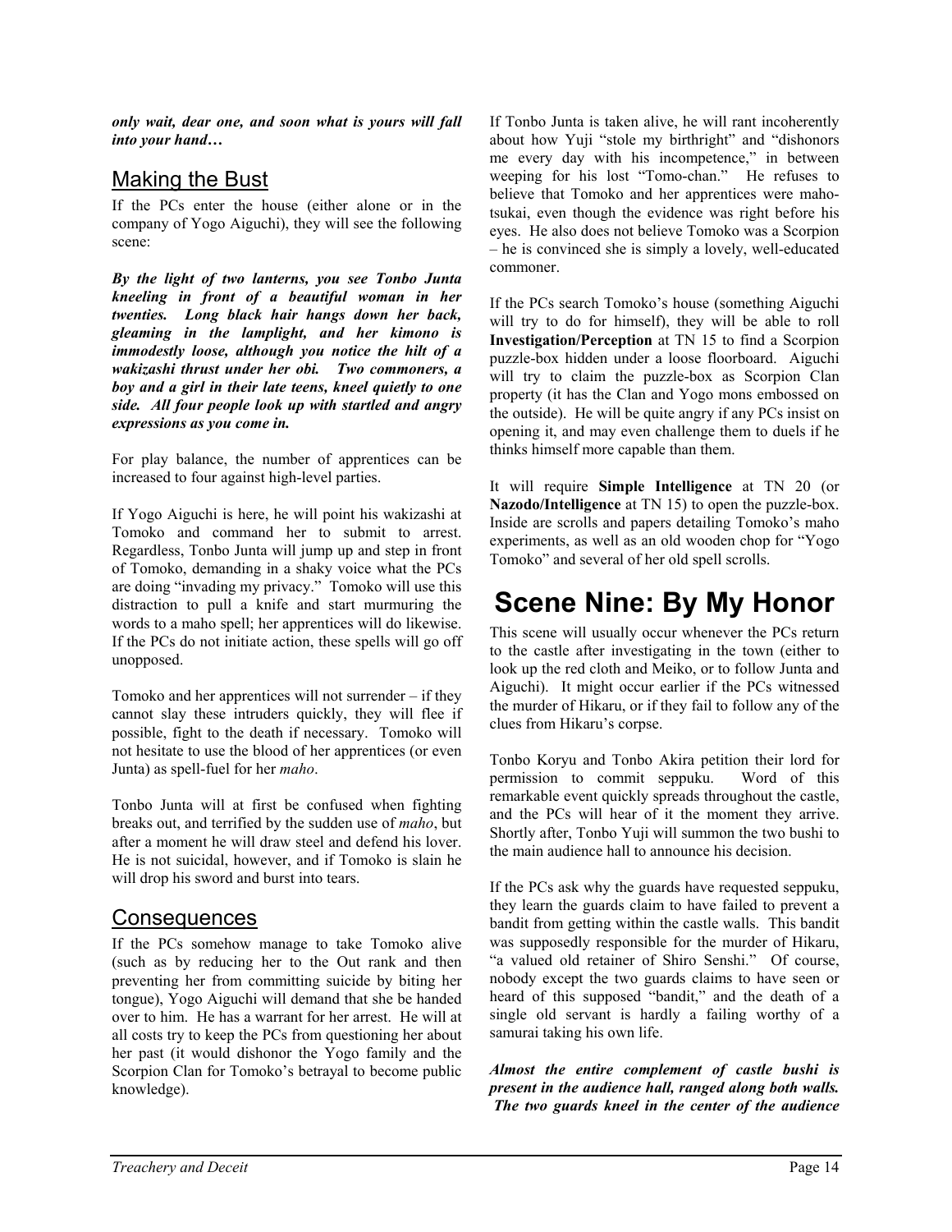***only wait, dear one, and soon what is yours will fall into your hand…***

## Making the Bust

If the PCs enter the house (either alone or in the company of Yogo Aiguchi), they will see the following scene:

***By the light of two lanterns, you see Tonbo Junta kneeling in front of a beautiful woman in her twenties. Long black hair hangs down her back, gleaming in the lamplight, and her kimono is immodestly loose, although you notice the hilt of a wakizashi thrust under her obi. Two commoners, a boy and a girl in their late teens, kneel quietly to one side. All four people look up with startled and angry expressions as you come in.***

For play balance, the number of apprentices can be increased to four against high-level parties.

If Yogo Aiguchi is here, he will point his wakizashi at Tomoko and command her to submit to arrest. Regardless, Tonbo Junta will jump up and step in front of Tomoko, demanding in a shaky voice what the PCs are doing "invading my privacy." Tomoko will use this distraction to pull a knife and start murmuring the words to a maho spell; her apprentices will do likewise. If the PCs do not initiate action, these spells will go off unopposed.

Tomoko and her apprentices will not surrender – if they cannot slay these intruders quickly, they will flee if possible, fight to the death if necessary. Tomoko will not hesitate to use the blood of her apprentices (or even Junta) as spell-fuel for her *maho*.

Tonbo Junta will at first be confused when fighting breaks out, and terrified by the sudden use of *maho*, but after a moment he will draw steel and defend his lover. He is not suicidal, however, and if Tomoko is slain he will drop his sword and burst into tears.

## Consequences

If the PCs somehow manage to take Tomoko alive (such as by reducing her to the Out rank and then preventing her from committing suicide by biting her tongue), Yogo Aiguchi will demand that she be handed over to him. He has a warrant for her arrest. He will at all costs try to keep the PCs from questioning her about her past (it would dishonor the Yogo family and the Scorpion Clan for Tomoko's betrayal to become public knowledge).

If Tonbo Junta is taken alive, he will rant incoherently about how Yuji "stole my birthright" and "dishonors me every day with his incompetence," in between weeping for his lost "Tomo-chan." He refuses to believe that Tomoko and her apprentices were maho-tsukai, even though the evidence was right before his eyes. He also does not believe Tomoko was a Scorpion – he is convinced she is simply a lovely, well-educated commoner.

If the PCs search Tomoko's house (something Aiguchi will try to do for himself), they will be able to roll **Investigation/Perception** at TN 15 to find a Scorpion puzzle-box hidden under a loose floorboard. Aiguchi will try to claim the puzzle-box as Scorpion Clan property (it has the Clan and Yogo mons embossed on the outside). He will be quite angry if any PCs insist on opening it, and may even challenge them to duels if he thinks himself more capable than them.

It will require **Simple Intelligence** at TN 20 (or **Nazodo/Intelligence** at TN 15) to open the puzzle-box. Inside are scrolls and papers detailing Tomoko's maho experiments, as well as an old wooden chop for "Yogo Tomoko" and several of her old spell scrolls.

# Scene Nine: By My Honor

This scene will usually occur whenever the PCs return to the castle after investigating in the town (either to look up the red cloth and Meiko, or to follow Junta and Aiguchi). It might occur earlier if the PCs witnessed the murder of Hikaru, or if they fail to follow any of the clues from Hikaru's corpse.

Tonbo Koryu and Tonbo Akira petition their lord for permission to commit seppuku. Word of this remarkable event quickly spreads throughout the castle, and the PCs will hear of it the moment they arrive. Shortly after, Tonbo Yuji will summon the two bushi to the main audience hall to announce his decision.

If the PCs ask why the guards have requested seppuku, they learn the guards claim to have failed to prevent a bandit from getting within the castle walls. This bandit was supposedly responsible for the murder of Hikaru, "a valued old retainer of Shiro Senshi." Of course, nobody except the two guards claims to have seen or heard of this supposed "bandit," and the death of a single old servant is hardly a failing worthy of a samurai taking his own life.

***Almost the entire complement of castle bushi is present in the audience hall, ranged along both walls. The two guards kneel in the center of the audience***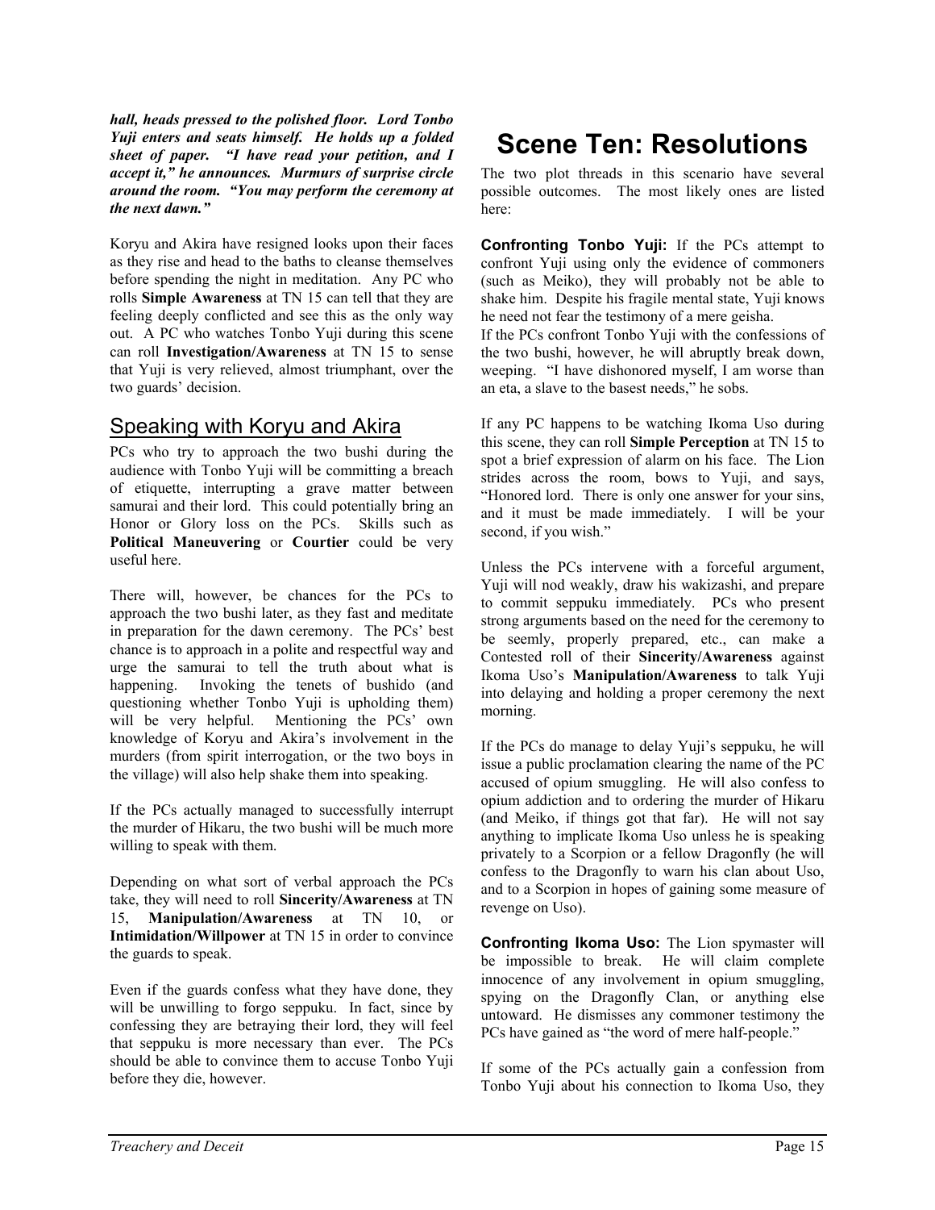***hall, heads pressed to the polished floor. Lord Tonbo Yuji enters and seats himself. He holds up a folded sheet of paper. "I have read your petition, and I accept it," he announces. Murmurs of surprise circle around the room. "You may perform the ceremony at the next dawn."***

Koryu and Akira have resigned looks upon their faces as they rise and head to the baths to cleanse themselves before spending the night in meditation. Any PC who rolls **Simple Awareness** at TN 15 can tell that they are feeling deeply conflicted and see this as the only way out. A PC who watches Tonbo Yuji during this scene can roll **Investigation/Awareness** at TN 15 to sense that Yuji is very relieved, almost triumphant, over the two guards' decision.

## Speaking with Koryu and Akira

PCs who try to approach the two bushi during the audience with Tonbo Yuji will be committing a breach of etiquette, interrupting a grave matter between samurai and their lord. This could potentially bring an Honor or Glory loss on the PCs. Skills such as **Political Maneuvering** or **Courtier** could be very useful here.

There will, however, be chances for the PCs to approach the two bushi later, as they fast and meditate in preparation for the dawn ceremony. The PCs' best chance is to approach in a polite and respectful way and urge the samurai to tell the truth about what is happening. Invoking the tenets of bushido (and questioning whether Tonbo Yuji is upholding them) will be very helpful. Mentioning the PCs' own knowledge of Koryu and Akira's involvement in the murders (from spirit interrogation, or the two boys in the village) will also help shake them into speaking.

If the PCs actually managed to successfully interrupt the murder of Hikaru, the two bushi will be much more willing to speak with them.

Depending on what sort of verbal approach the PCs take, they will need to roll **Sincerity/Awareness** at TN 15, **Manipulation/Awareness** at TN 10, or **Intimidation/Willpower** at TN 15 in order to convince the guards to speak.

Even if the guards confess what they have done, they will be unwilling to forgo seppuku. In fact, since by confessing they are betraying their lord, they will feel that seppuku is more necessary than ever. The PCs should be able to convince them to accuse Tonbo Yuji before they die, however.

# Scene Ten: Resolutions

The two plot threads in this scenario have several possible outcomes. The most likely ones are listed here:

**Confronting Tonbo Yuji:** If the PCs attempt to confront Yuji using only the evidence of commoners (such as Meiko), they will probably not be able to shake him. Despite his fragile mental state, Yuji knows he need not fear the testimony of a mere geisha.

If the PCs confront Tonbo Yuji with the confessions of the two bushi, however, he will abruptly break down, weeping. "I have dishonored myself, I am worse than an eta, a slave to the basest needs," he sobs.

If any PC happens to be watching Ikoma Uso during this scene, they can roll **Simple Perception** at TN 15 to spot a brief expression of alarm on his face. The Lion strides across the room, bows to Yuji, and says, "Honored lord. There is only one answer for your sins, and it must be made immediately. I will be your second, if you wish."

Unless the PCs intervene with a forceful argument, Yuji will nod weakly, draw his wakizashi, and prepare to commit seppuku immediately. PCs who present strong arguments based on the need for the ceremony to be seemly, properly prepared, etc., can make a Contested roll of their **Sincerity/Awareness** against Ikoma Uso's **Manipulation/Awareness** to talk Yuji into delaying and holding a proper ceremony the next morning.

If the PCs do manage to delay Yuji's seppuku, he will issue a public proclamation clearing the name of the PC accused of opium smuggling. He will also confess to opium addiction and to ordering the murder of Hikaru (and Meiko, if things got that far). He will not say anything to implicate Ikoma Uso unless he is speaking privately to a Scorpion or a fellow Dragonfly (he will confess to the Dragonfly to warn his clan about Uso, and to a Scorpion in hopes of gaining some measure of revenge on Uso).

**Confronting Ikoma Uso:** The Lion spymaster will be impossible to break. He will claim complete innocence of any involvement in opium smuggling, spying on the Dragonfly Clan, or anything else untoward. He dismisses any commoner testimony the PCs have gained as "the word of mere half-people."

If some of the PCs actually gain a confession from Tonbo Yuji about his connection to Ikoma Uso, they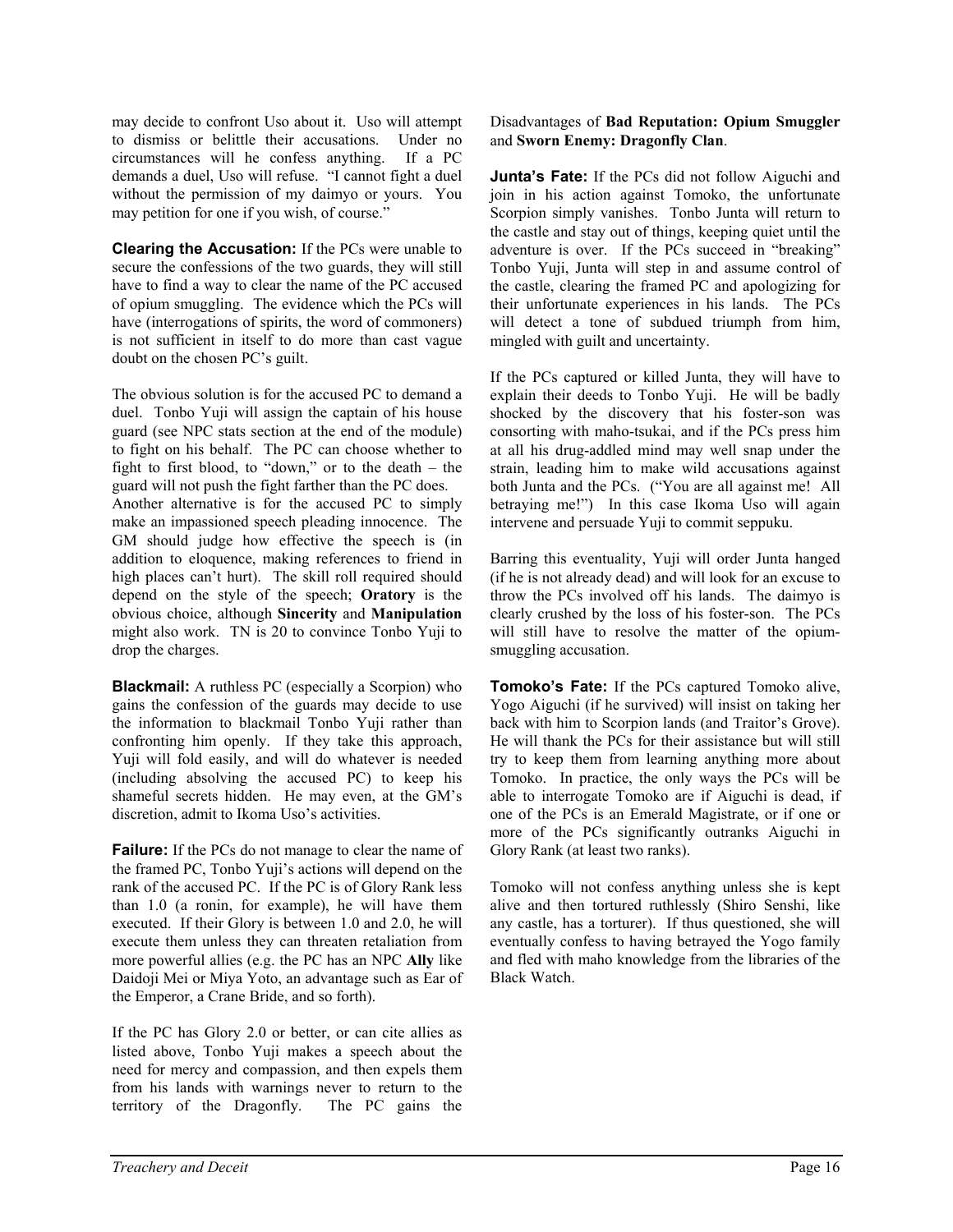may decide to confront Uso about it. Uso will attempt to dismiss or belittle their accusations. Under no circumstances will he confess anything. If a PC demands a duel, Uso will refuse. "I cannot fight a duel without the permission of my daimyo or yours. You may petition for one if you wish, of course."

**Clearing the Accusation:** If the PCs were unable to secure the confessions of the two guards, they will still have to find a way to clear the name of the PC accused of opium smuggling. The evidence which the PCs will have (interrogations of spirits, the word of commoners) is not sufficient in itself to do more than cast vague doubt on the chosen PC's guilt.

The obvious solution is for the accused PC to demand a duel. Tonbo Yuji will assign the captain of his house guard (see NPC stats section at the end of the module) to fight on his behalf. The PC can choose whether to fight to first blood, to "down," or to the death – the guard will not push the fight farther than the PC does.

Another alternative is for the accused PC to simply make an impassioned speech pleading innocence. The GM should judge how effective the speech is (in addition to eloquence, making references to friend in high places can't hurt). The skill roll required should depend on the style of the speech; **Oratory** is the obvious choice, although **Sincerity** and **Manipulation** might also work. TN is 20 to convince Tonbo Yuji to drop the charges.

**Blackmail:** A ruthless PC (especially a Scorpion) who gains the confession of the guards may decide to use the information to blackmail Tonbo Yuji rather than confronting him openly. If they take this approach, Yuji will fold easily, and will do whatever is needed (including absolving the accused PC) to keep his shameful secrets hidden. He may even, at the GM's discretion, admit to Ikoma Uso's activities.

**Failure:** If the PCs do not manage to clear the name of the framed PC, Tonbo Yuji's actions will depend on the rank of the accused PC. If the PC is of Glory Rank less than 1.0 (a ronin, for example), he will have them executed. If their Glory is between 1.0 and 2.0, he will execute them unless they can threaten retaliation from more powerful allies (e.g. the PC has an NPC **Ally** like Daidoji Mei or Miya Yoto, an advantage such as Ear of the Emperor, a Crane Bride, and so forth).

If the PC has Glory 2.0 or better, or can cite allies as listed above, Tonbo Yuji makes a speech about the need for mercy and compassion, and then expels them from his lands with warnings never to return to the territory of the Dragonfly. The PC gains the Disadvantages of **Bad Reputation: Opium Smuggler** and **Sworn Enemy: Dragonfly Clan**.

**Junta's Fate:** If the PCs did not follow Aiguchi and join in his action against Tomoko, the unfortunate Scorpion simply vanishes. Tonbo Junta will return to the castle and stay out of things, keeping quiet until the adventure is over. If the PCs succeed in "breaking" Tonbo Yuji, Junta will step in and assume control of the castle, clearing the framed PC and apologizing for their unfortunate experiences in his lands. The PCs will detect a tone of subdued triumph from him, mingled with guilt and uncertainty.

If the PCs captured or killed Junta, they will have to explain their deeds to Tonbo Yuji. He will be badly shocked by the discovery that his foster-son was consorting with maho-tsukai, and if the PCs press him at all his drug-addled mind may well snap under the strain, leading him to make wild accusations against both Junta and the PCs. ("You are all against me! All betraying me!") In this case Ikoma Uso will again intervene and persuade Yuji to commit seppuku.

Barring this eventuality, Yuji will order Junta hanged (if he is not already dead) and will look for an excuse to throw the PCs involved off his lands. The daimyo is clearly crushed by the loss of his foster-son. The PCs will still have to resolve the matter of the opium-smuggling accusation.

**Tomoko's Fate:** If the PCs captured Tomoko alive, Yogo Aiguchi (if he survived) will insist on taking her back with him to Scorpion lands (and Traitor's Grove). He will thank the PCs for their assistance but will still try to keep them from learning anything more about Tomoko. In practice, the only ways the PCs will be able to interrogate Tomoko are if Aiguchi is dead, if one of the PCs is an Emerald Magistrate, or if one or more of the PCs significantly outranks Aiguchi in Glory Rank (at least two ranks).

Tomoko will not confess anything unless she is kept alive and then tortured ruthlessly (Shiro Senshi, like any castle, has a torturer). If thus questioned, she will eventually confess to having betrayed the Yogo family and fled with maho knowledge from the libraries of the Black Watch.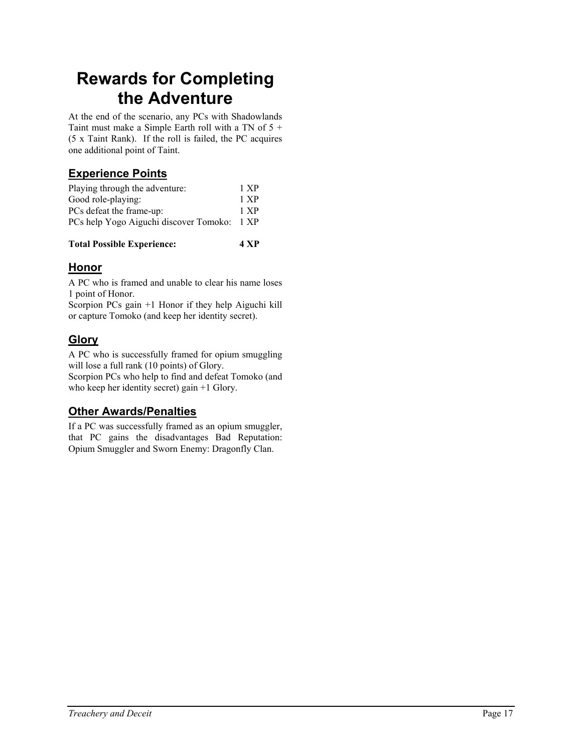# Rewards for Completing the Adventure

At the end of the scenario, any PCs with Shadowlands Taint must make a Simple Earth roll with a TN of 5 + (5 x Taint Rank). If the roll is failed, the PC acquires one additional point of Taint.

## Experience Points

| | |
|---|---|
| Playing through the adventure: | 1 XP |
| Good role-playing: | 1 XP |
| PCs defeat the frame-up: | 1 XP |
| PCs help Yogo Aiguchi discover Tomoko: | 1 XP |
| **Total Possible Experience:** | **4 XP** |

## Honor

A PC who is framed and unable to clear his name loses 1 point of Honor.

Scorpion PCs gain +1 Honor if they help Aiguchi kill or capture Tomoko (and keep her identity secret).

## Glory

A PC who is successfully framed for opium smuggling will lose a full rank (10 points) of Glory.

Scorpion PCs who help to find and defeat Tomoko (and who keep her identity secret) gain +1 Glory.

## Other Awards/Penalties

If a PC was successfully framed as an opium smuggler, that PC gains the disadvantages Bad Reputation: Opium Smuggler and Sworn Enemy: Dragonfly Clan.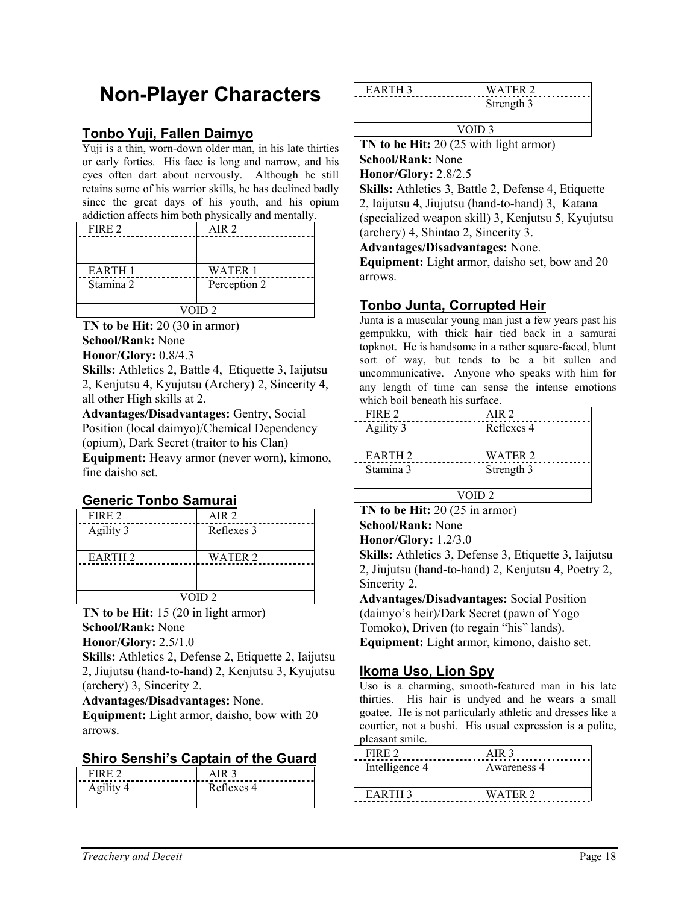# Non-Player Characters

## Tonbo Yuji, Fallen Daimyo

Yuji is a thin, worn-down older man, in his late thirties or early forties. His face is long and narrow, and his eyes often dart about nervously. Although he still retains some of his warrior skills, he has declined badly since the great days of his youth, and his opium addiction affects him both physically and mentally.

| FIRE 2 | AIR 2 |
|---|---|
| | |
| EARTH 1 | WATER 1 |
| Stamina 2 | Perception 2 |
| VOID 2 | |

**TN to be Hit:** 20 (30 in armor)
**School/Rank:** None
**Honor/Glory:** 0.8/4.3
**Skills:** Athletics 2, Battle 4, Etiquette 3, Iaijutsu 2, Kenjutsu 4, Kyujutsu (Archery) 2, Sincerity 4, all other High skills at 2.
**Advantages/Disadvantages:** Gentry, Social Position (local daimyo)/Chemical Dependency (opium), Dark Secret (traitor to his Clan)
**Equipment:** Heavy armor (never worn), kimono, fine daisho set.

## Generic Tonbo Samurai

| FIRE 2 | AIR 2 |
|---|---|
| Agility 3 | Reflexes 3 |
| EARTH 2 | WATER 2 |
| | |
| VOID 2 | |

**TN to be Hit:** 15 (20 in light armor)
**School/Rank:** None
**Honor/Glory:** 2.5/1.0
**Skills:** Athletics 2, Defense 2, Etiquette 2, Iaijutsu 2, Jiujutsu (hand-to-hand) 2, Kenjutsu 3, Kyujutsu (archery) 3, Sincerity 2.
**Advantages/Disadvantages:** None.
**Equipment:** Light armor, daisho, bow with 20 arrows.

## Shiro Senshi's Captain of the Guard

| FIRE 2 | AIR 3 |
|---|---|
| Agility 4 | Reflexes 4 |
| EARTH 3 | WATER 2 |
| | Strength 3 |
| VOID 3 | |

**TN to be Hit:** 20 (25 with light armor)
**School/Rank:** None
**Honor/Glory:** 2.8/2.5
**Skills:** Athletics 3, Battle 2, Defense 4, Etiquette 2, Iaijutsu 4, Jiujutsu (hand-to-hand) 3, Katana (specialized weapon skill) 3, Kenjutsu 5, Kyujutsu (archery) 4, Shintao 2, Sincerity 3.
**Advantages/Disadvantages:** None.
**Equipment:** Light armor, daisho set, bow and 20 arrows.

## Tonbo Junta, Corrupted Heir

Junta is a muscular young man just a few years past his gempukku, with thick hair tied back in a samurai topknot. He is handsome in a rather square-faced, blunt sort of way, but tends to be a bit sullen and uncommunicative. Anyone who speaks with him for any length of time can sense the intense emotions which boil beneath his surface.

| FIRE 2 | AIR 2 |
|---|---|
| Agility 3 | Reflexes 4 |
| EARTH 2 | WATER 2 |
| Stamina 3 | Strength 3 |
| VOID 2 | |

**TN to be Hit:** 20 (25 in armor)
**School/Rank:** None
**Honor/Glory:** 1.2/3.0
**Skills:** Athletics 3, Defense 3, Etiquette 3, Iaijutsu 2, Jiujutsu (hand-to-hand) 2, Kenjutsu 4, Poetry 2, Sincerity 2.
**Advantages/Disadvantages:** Social Position (daimyo's heir)/Dark Secret (pawn of Yogo Tomoko), Driven (to regain "his" lands).
**Equipment:** Light armor, kimono, daisho set.

## Ikoma Uso, Lion Spy

Uso is a charming, smooth-featured man in his late thirties. His hair is undyed and he wears a small goatee. He is not particularly athletic and dresses like a courtier, not a bushi. His usual expression is a polite, pleasant smile.

| FIRE 2 | AIR 3 |
|---|---|
| Intelligence 4 | Awareness 4 |
| EARTH 3 | WATER 2 |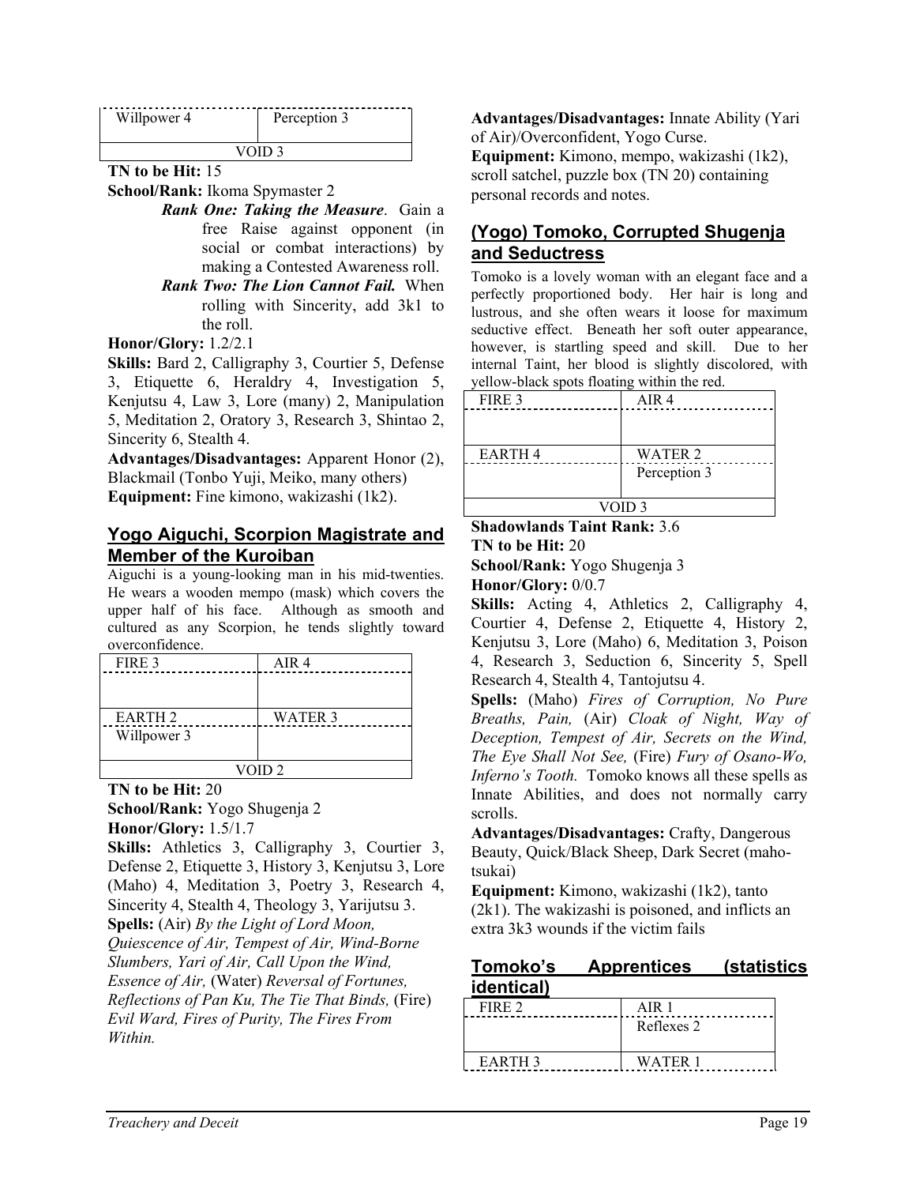| Willpower 4 | Perception 3 |
|---|---|
| VOID 3 | |

**TN to be Hit:** 15

**School/Rank:** Ikoma Spymaster 2

- ***Rank One: Taking the Measure***. Gain a free Raise against opponent (in social or combat interactions) by making a Contested Awareness roll.
- ***Rank Two: The Lion Cannot Fail.*** When rolling with Sincerity, add 3k1 to the roll.

**Honor/Glory:** 1.2/2.1

**Skills:** Bard 2, Calligraphy 3, Courtier 5, Defense 3, Etiquette 6, Heraldry 4, Investigation 5, Kenjutsu 4, Law 3, Lore (many) 2, Manipulation 5, Meditation 2, Oratory 3, Research 3, Shintao 2, Sincerity 6, Stealth 4.

**Advantages/Disadvantages:** Apparent Honor (2), Blackmail (Tonbo Yuji, Meiko, many others)

**Equipment:** Fine kimono, wakizashi (1k2).

## Yogo Aiguchi, Scorpion Magistrate and Member of the Kuroiban

Aiguchi is a young-looking man in his mid-twenties. He wears a wooden mempo (mask) which covers the upper half of his face. Although as smooth and cultured as any Scorpion, he tends slightly toward overconfidence.

| FIRE 3 | AIR 4 |
|---|---|
| | |
| EARTH 2 | WATER 3 |
| Willpower 3 | |
| VOID 2 | |

**TN to be Hit:** 20

**School/Rank:** Yogo Shugenja 2

**Honor/Glory:** 1.5/1.7

**Skills:** Athletics 3, Calligraphy 3, Courtier 3, Defense 2, Etiquette 3, History 3, Kenjutsu 3, Lore (Maho) 4, Meditation 3, Poetry 3, Research 4, Sincerity 4, Stealth 4, Theology 3, Yarijutsu 3.

**Spells:** (Air) *By the Light of Lord Moon, Quiescence of Air, Tempest of Air, Wind-Borne Slumbers, Yari of Air, Call Upon the Wind, Essence of Air,* (Water) *Reversal of Fortunes, Reflections of Pan Ku, The Tie That Binds,* (Fire) *Evil Ward, Fires of Purity, The Fires From Within.*

**Advantages/Disadvantages:** Innate Ability (Yari of Air)/Overconfident, Yogo Curse.

**Equipment:** Kimono, mempo, wakizashi (1k2), scroll satchel, puzzle box (TN 20) containing personal records and notes.

## (Yogo) Tomoko, Corrupted Shugenja and Seductress

Tomoko is a lovely woman with an elegant face and a perfectly proportioned body. Her hair is long and lustrous, and she often wears it loose for maximum seductive effect. Beneath her soft outer appearance, however, is startling speed and skill. Due to her internal Taint, her blood is slightly discolored, with yellow-black spots floating within the red.

| FIRE 3 | AIR 4 |
|---|---|
| | |
| EARTH 4 | WATER 2 |
| | Perception 3 |
| VOID 3 | |

**Shadowlands Taint Rank:** 3.6

**TN to be Hit:** 20

**School/Rank:** Yogo Shugenja 3

**Honor/Glory:** 0/0.7

**Skills:** Acting 4, Athletics 2, Calligraphy 4, Courtier 4, Defense 2, Etiquette 4, History 2, Kenjutsu 3, Lore (Maho) 6, Meditation 3, Poison 4, Research 3, Seduction 6, Sincerity 5, Spell Research 4, Stealth 4, Tantojutsu 4.

**Spells:** (Maho) *Fires of Corruption, No Pure Breaths, Pain,* (Air) *Cloak of Night, Way of Deception, Tempest of Air, Secrets on the Wind, The Eye Shall Not See,* (Fire) *Fury of Osano-Wo, Inferno's Tooth.* Tomoko knows all these spells as Innate Abilities, and does not normally carry scrolls.

**Advantages/Disadvantages:** Crafty, Dangerous Beauty, Quick/Black Sheep, Dark Secret (maho-tsukai)

**Equipment:** Kimono, wakizashi (1k2), tanto (2k1). The wakizashi is poisoned, and inflicts an extra 3k3 wounds if the victim fails

## Tomoko's Apprentices (statistics identical)

| FIRE 2 | AIR 1 |
|---|---|
| | Reflexes 2 |
| EARTH 3 | WATER 1 |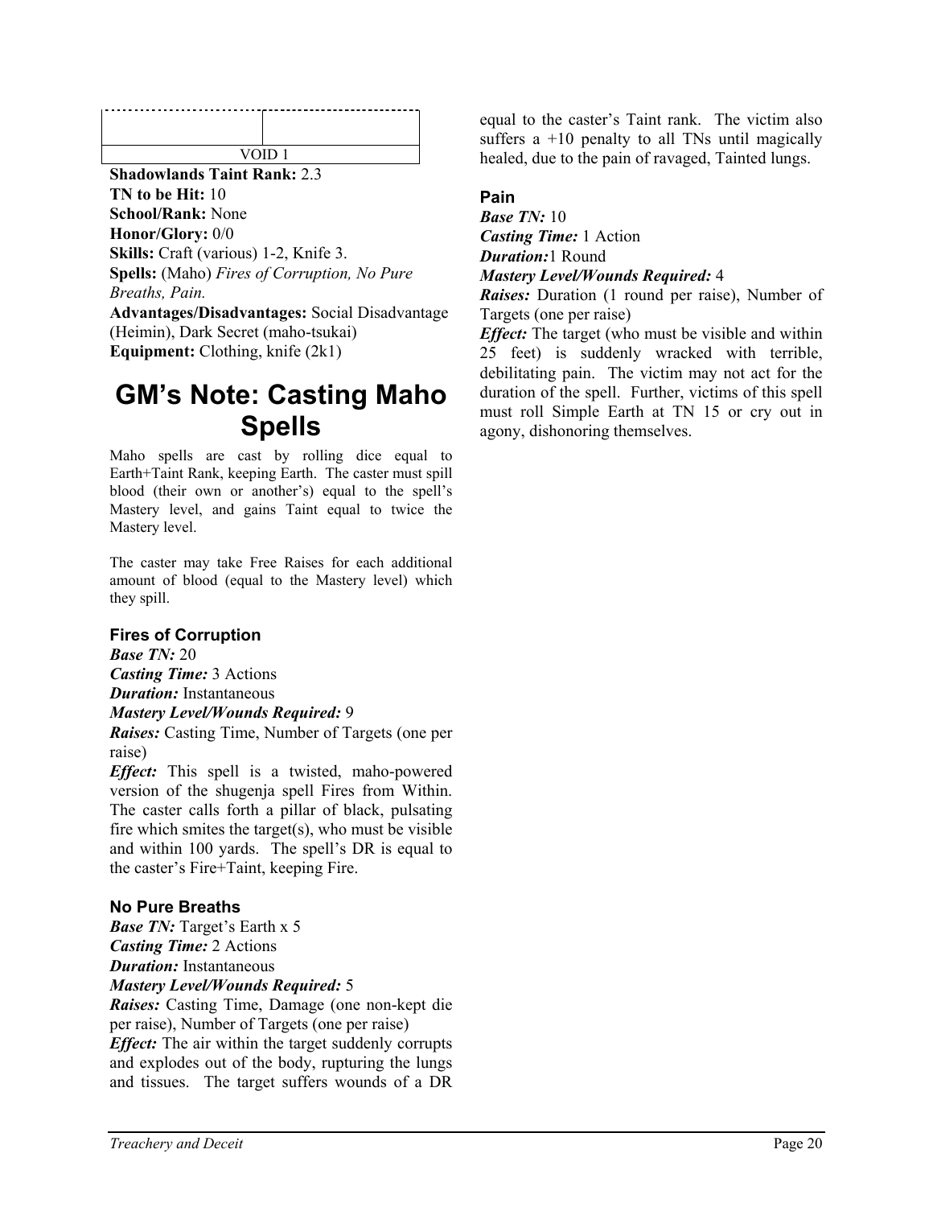| | |
|---|---|
| | |
| VOID 1 | |

**Shadowlands Taint Rank:** 2.3
**TN to be Hit:** 10
**School/Rank:** None
**Honor/Glory:** 0/0
**Skills:** Craft (various) 1-2, Knife 3.
**Spells:** (Maho) *Fires of Corruption, No Pure Breaths, Pain.*
**Advantages/Disadvantages:** Social Disadvantage (Heimin), Dark Secret (maho-tsukai)
**Equipment:** Clothing, knife (2k1)

# GM's Note: Casting Maho Spells

Maho spells are cast by rolling dice equal to Earth+Taint Rank, keeping Earth. The caster must spill blood (their own or another's) equal to the spell's Mastery level, and gains Taint equal to twice the Mastery level.

The caster may take Free Raises for each additional amount of blood (equal to the Mastery level) which they spill.

### Fires of Corruption

***Base TN:*** 20
***Casting Time:*** 3 Actions
***Duration:*** Instantaneous
***Mastery Level/Wounds Required:*** 9
***Raises:*** Casting Time, Number of Targets (one per raise)
***Effect:*** This spell is a twisted, maho-powered version of the shugenja spell Fires from Within. The caster calls forth a pillar of black, pulsating fire which smites the target(s), who must be visible and within 100 yards. The spell's DR is equal to the caster's Fire+Taint, keeping Fire.

### No Pure Breaths

***Base TN:*** Target's Earth x 5
***Casting Time:*** 2 Actions
***Duration:*** Instantaneous
***Mastery Level/Wounds Required:*** 5
***Raises:*** Casting Time, Damage (one non-kept die per raise), Number of Targets (one per raise)
***Effect:*** The air within the target suddenly corrupts and explodes out of the body, rupturing the lungs and tissues. The target suffers wounds of a DR equal to the caster's Taint rank. The victim also suffers a +10 penalty to all TNs until magically healed, due to the pain of ravaged, Tainted lungs.

### Pain

***Base TN:*** 10
***Casting Time:*** 1 Action
***Duration:***1 Round
***Mastery Level/Wounds Required:*** 4
***Raises:*** Duration (1 round per raise), Number of Targets (one per raise)
***Effect:*** The target (who must be visible and within 25 feet) is suddenly wracked with terrible, debilitating pain. The victim may not act for the duration of the spell. Further, victims of this spell must roll Simple Earth at TN 15 or cry out in agony, dishonoring themselves.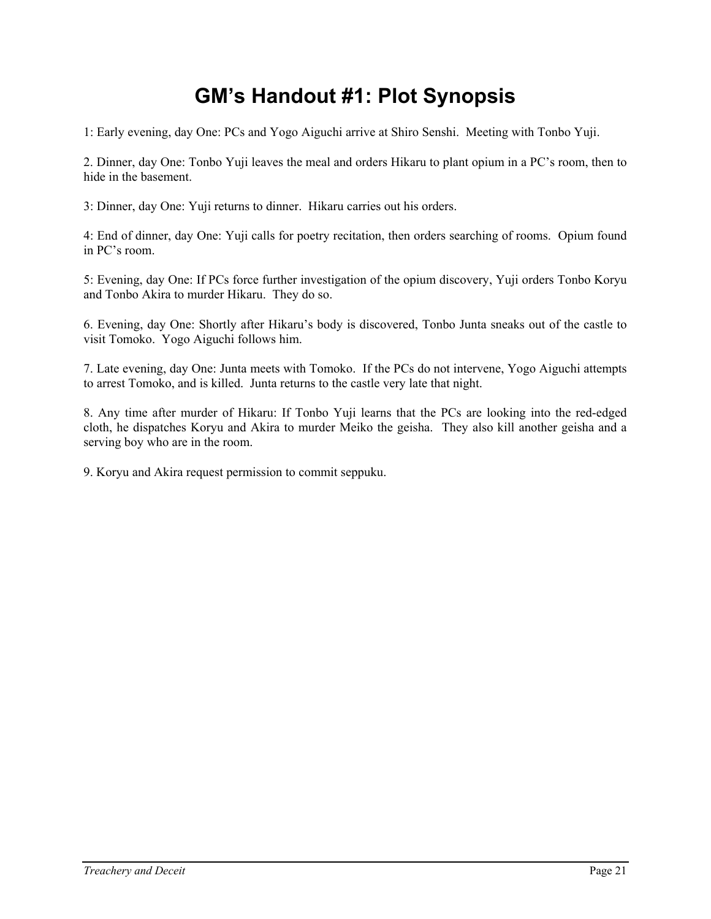# GM's Handout #1: Plot Synopsis

1: Early evening, day One: PCs and Yogo Aiguchi arrive at Shiro Senshi. Meeting with Tonbo Yuji.

2. Dinner, day One: Tonbo Yuji leaves the meal and orders Hikaru to plant opium in a PC's room, then to hide in the basement.

3: Dinner, day One: Yuji returns to dinner. Hikaru carries out his orders.

4: End of dinner, day One: Yuji calls for poetry recitation, then orders searching of rooms. Opium found in PC's room.

5: Evening, day One: If PCs force further investigation of the opium discovery, Yuji orders Tonbo Koryu and Tonbo Akira to murder Hikaru. They do so.

6. Evening, day One: Shortly after Hikaru's body is discovered, Tonbo Junta sneaks out of the castle to visit Tomoko. Yogo Aiguchi follows him.

7. Late evening, day One: Junta meets with Tomoko. If the PCs do not intervene, Yogo Aiguchi attempts to arrest Tomoko, and is killed. Junta returns to the castle very late that night.

8. Any time after murder of Hikaru: If Tonbo Yuji learns that the PCs are looking into the red-edged cloth, he dispatches Koryu and Akira to murder Meiko the geisha. They also kill another geisha and a serving boy who are in the room.

9. Koryu and Akira request permission to commit seppuku.